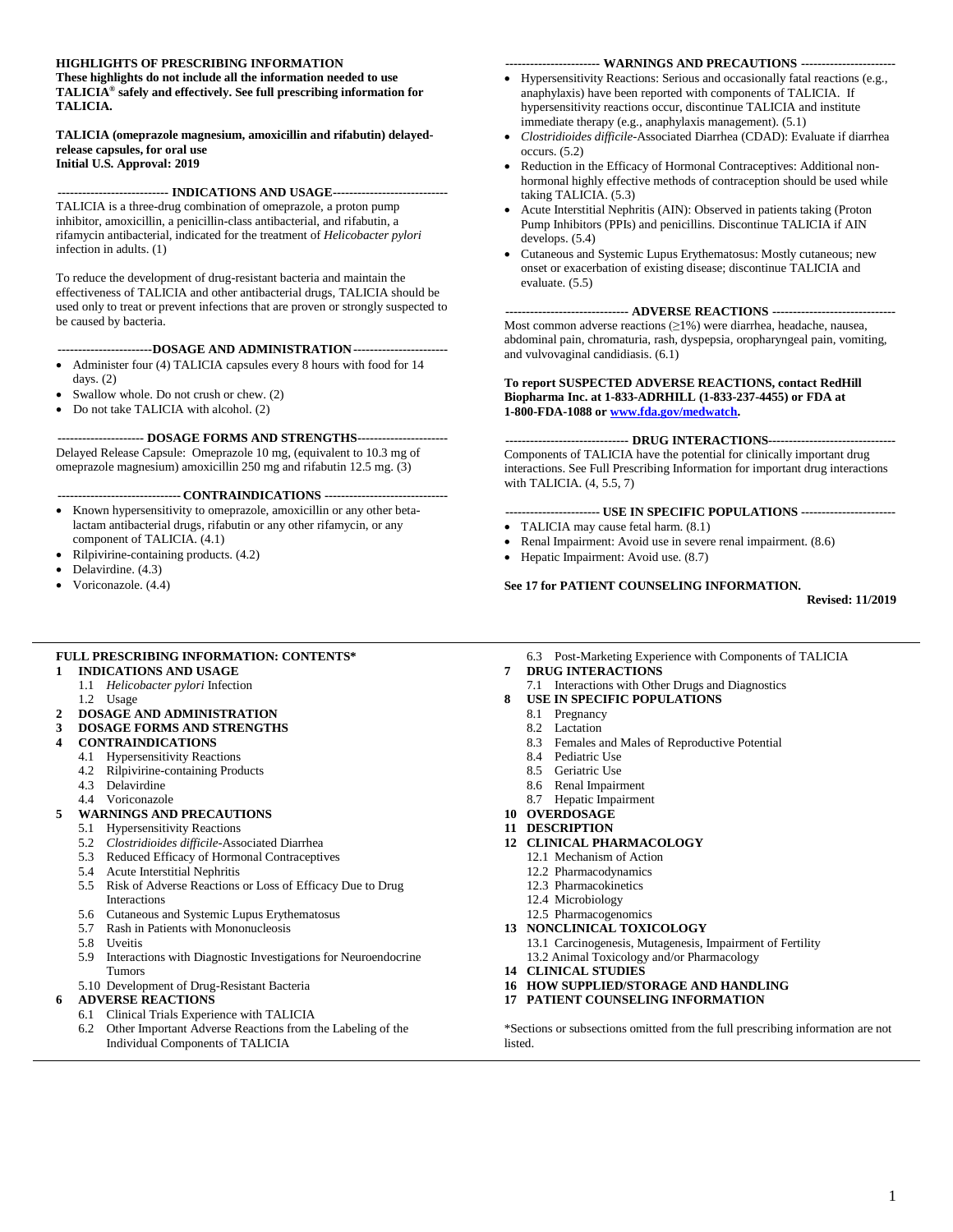**HIGHLIGHTS OF PRESCRIBING INFORMATION**
**These highlights do not include all the information needed to use TALICIA® safely and effectively. See full prescribing information for TALICIA.**

**TALICIA (omeprazole magnesium, amoxicillin and rifabutin) delayed-release capsules, for oral use**
**Initial U.S. Approval: 2019**

**--------------------------- INDICATIONS AND USAGE----------------------------**

TALICIA is a three-drug combination of omeprazole, a proton pump inhibitor, amoxicillin, a penicillin-class antibacterial, and rifabutin, a rifamycin antibacterial, indicated for the treatment of *Helicobacter pylori* infection in adults. (1)

To reduce the development of drug-resistant bacteria and maintain the effectiveness of TALICIA and other antibacterial drugs, TALICIA should be used only to treat or prevent infections that are proven or strongly suspected to be caused by bacteria.

**-----------------------DOSAGE AND ADMINISTRATION-----------------------**

- Administer four (4) TALICIA capsules every 8 hours with food for 14 days. (2)
- Swallow whole. Do not crush or chew. (2)
- Do not take TALICIA with alcohol. (2)

**--------------------- DOSAGE FORMS AND STRENGTHS----------------------**

Delayed Release Capsule: Omeprazole 10 mg, (equivalent to 10.3 mg of omeprazole magnesium) amoxicillin 250 mg and rifabutin 12.5 mg. (3)

**------------------------------ CONTRAINDICATIONS ------------------------------**

- Known hypersensitivity to omeprazole, amoxicillin or any other beta-lactam antibacterial drugs, rifabutin or any other rifamycin, or any component of TALICIA. (4.1)
- Rilpivirine-containing products. (4.2)
- Delavirdine. (4.3)
- Voriconazole. (4.4)

**----------------------- WARNINGS AND PRECAUTIONS -----------------------**

- Hypersensitivity Reactions: Serious and occasionally fatal reactions (e.g., anaphylaxis) have been reported with components of TALICIA. If hypersensitivity reactions occur, discontinue TALICIA and institute immediate therapy (e.g., anaphylaxis management). (5.1)
- *Clostridioides difficile*-Associated Diarrhea (CDAD): Evaluate if diarrhea occurs. (5.2)
- Reduction in the Efficacy of Hormonal Contraceptives: Additional non-hormonal highly effective methods of contraception should be used while taking TALICIA. (5.3)
- Acute Interstitial Nephritis (AIN): Observed in patients taking (Proton Pump Inhibitors (PPIs) and penicillins. Discontinue TALICIA if AIN develops. (5.4)
- Cutaneous and Systemic Lupus Erythematosus: Mostly cutaneous; new onset or exacerbation of existing disease; discontinue TALICIA and evaluate. (5.5)

**------------------------------ ADVERSE REACTIONS ------------------------------**

Most common adverse reactions (≥1%) were diarrhea, headache, nausea, abdominal pain, chromaturia, rash, dyspepsia, oropharyngeal pain, vomiting, and vulvovaginal candidiasis. (6.1)

**To report SUSPECTED ADVERSE REACTIONS, contact RedHill Biopharma Inc. at 1-833-ADRHILL (1-833-237-4455) or FDA at 1-800-FDA-1088 or www.fda.gov/medwatch.**

**------------------------------ DRUG INTERACTIONS-------------------------------**

Components of TALICIA have the potential for clinically important drug interactions. See Full Prescribing Information for important drug interactions with TALICIA. (4, 5.5, 7)

**----------------------- USE IN SPECIFIC POPULATIONS -----------------------**

- TALICIA may cause fetal harm. (8.1)
- Renal Impairment: Avoid use in severe renal impairment. (8.6)
- Hepatic Impairment: Avoid use. (8.7)

**See 17 for PATIENT COUNSELING INFORMATION.**

**Revised: 11/2019**

---

**FULL PRESCRIBING INFORMATION: CONTENTS***

**1 INDICATIONS AND USAGE**
- 1.1 *Helicobacter pylori* Infection
- 1.2 Usage

**2 DOSAGE AND ADMINISTRATION**

**3 DOSAGE FORMS AND STRENGTHS**

**4 CONTRAINDICATIONS**
- 4.1 Hypersensitivity Reactions
- 4.2 Rilpivirine-containing Products
- 4.3 Delavirdine
- 4.4 Voriconazole

**5 WARNINGS AND PRECAUTIONS**
- 5.1 Hypersensitivity Reactions
- 5.2 *Clostridioides difficile*-Associated Diarrhea
- 5.3 Reduced Efficacy of Hormonal Contraceptives
- 5.4 Acute Interstitial Nephritis
- 5.5 Risk of Adverse Reactions or Loss of Efficacy Due to Drug Interactions
- 5.6 Cutaneous and Systemic Lupus Erythematosus
- 5.7 Rash in Patients with Mononucleosis
- 5.8 Uveitis
- 5.9 Interactions with Diagnostic Investigations for Neuroendocrine Tumors
- 5.10 Development of Drug-Resistant Bacteria

**6 ADVERSE REACTIONS**
- 6.1 Clinical Trials Experience with TALICIA
- 6.2 Other Important Adverse Reactions from the Labeling of the Individual Components of TALICIA
- 6.3 Post-Marketing Experience with Components of TALICIA

**7 DRUG INTERACTIONS**
- 7.1 Interactions with Other Drugs and Diagnostics

**8 USE IN SPECIFIC POPULATIONS**
- 8.1 Pregnancy
- 8.2 Lactation
- 8.3 Females and Males of Reproductive Potential
- 8.4 Pediatric Use
- 8.5 Geriatric Use
- 8.6 Renal Impairment
- 8.7 Hepatic Impairment

**10 OVERDOSAGE**

**11 DESCRIPTION**

**12 CLINICAL PHARMACOLOGY**
- 12.1 Mechanism of Action
- 12.2 Pharmacodynamics
- 12.3 Pharmacokinetics
- 12.4 Microbiology
- 12.5 Pharmacogenomics

**13 NONCLINICAL TOXICOLOGY**
- 13.1 Carcinogenesis, Mutagenesis, Impairment of Fertility
- 13.2 Animal Toxicology and/or Pharmacology

**14 CLINICAL STUDIES**

**16 HOW SUPPLIED/STORAGE AND HANDLING**

**17 PATIENT COUNSELING INFORMATION**

*Sections or subsections omitted from the full prescribing information are not listed.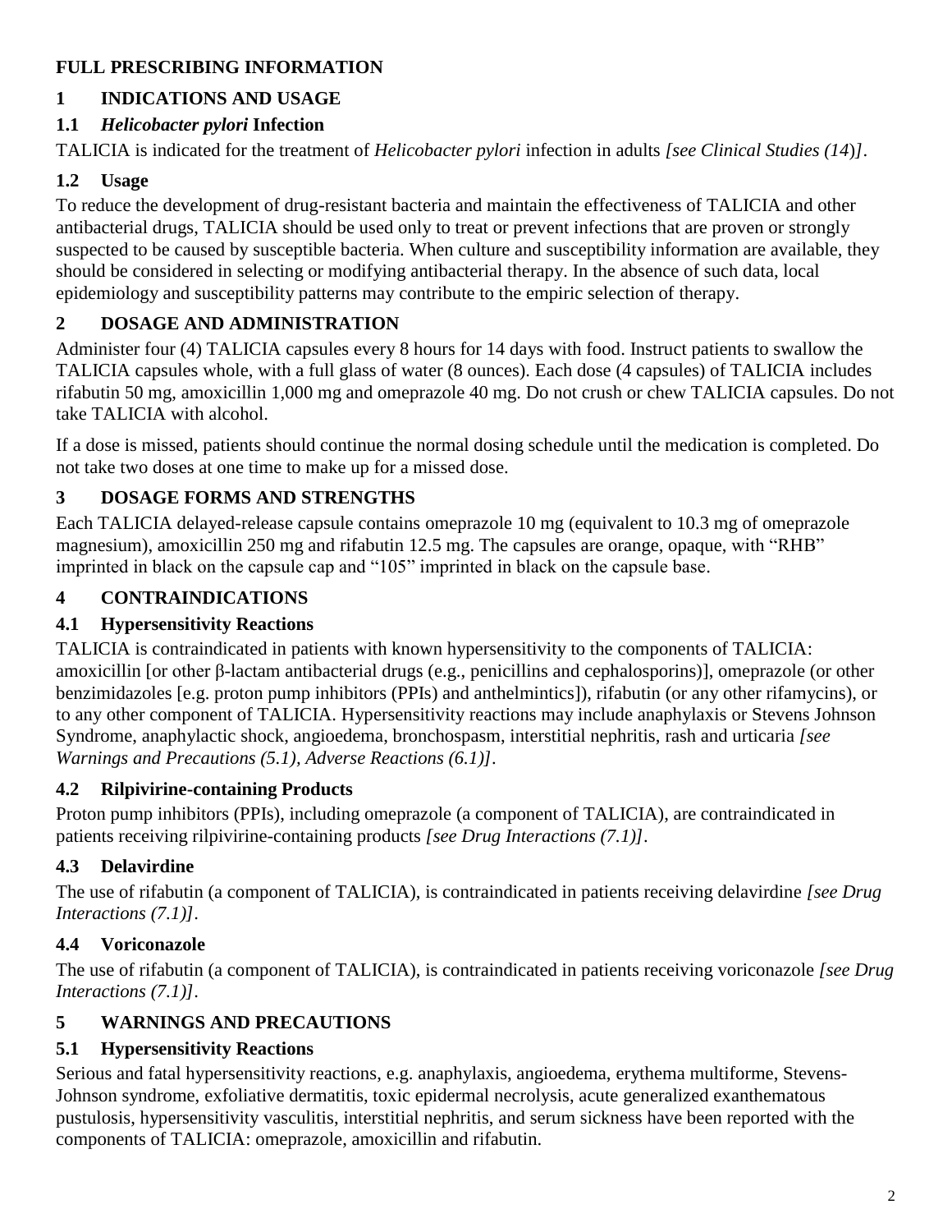# FULL PRESCRIBING INFORMATION

## 1 INDICATIONS AND USAGE

### 1.1 *Helicobacter pylori* Infection

TALICIA is indicated for the treatment of *Helicobacter pylori* infection in adults *[see Clinical Studies (14)]*.

### 1.2 Usage

To reduce the development of drug-resistant bacteria and maintain the effectiveness of TALICIA and other antibacterial drugs, TALICIA should be used only to treat or prevent infections that are proven or strongly suspected to be caused by susceptible bacteria. When culture and susceptibility information are available, they should be considered in selecting or modifying antibacterial therapy. In the absence of such data, local epidemiology and susceptibility patterns may contribute to the empiric selection of therapy.

## 2 DOSAGE AND ADMINISTRATION

Administer four (4) TALICIA capsules every 8 hours for 14 days with food. Instruct patients to swallow the TALICIA capsules whole, with a full glass of water (8 ounces). Each dose (4 capsules) of TALICIA includes rifabutin 50 mg, amoxicillin 1,000 mg and omeprazole 40 mg. Do not crush or chew TALICIA capsules. Do not take TALICIA with alcohol.

If a dose is missed, patients should continue the normal dosing schedule until the medication is completed. Do not take two doses at one time to make up for a missed dose.

## 3 DOSAGE FORMS AND STRENGTHS

Each TALICIA delayed-release capsule contains omeprazole 10 mg (equivalent to 10.3 mg of omeprazole magnesium), amoxicillin 250 mg and rifabutin 12.5 mg. The capsules are orange, opaque, with "RHB" imprinted in black on the capsule cap and "105" imprinted in black on the capsule base.

## 4 CONTRAINDICATIONS

### 4.1 Hypersensitivity Reactions

TALICIA is contraindicated in patients with known hypersensitivity to the components of TALICIA: amoxicillin [or other β-lactam antibacterial drugs (e.g., penicillins and cephalosporins)], omeprazole (or other benzimidazoles [e.g. proton pump inhibitors (PPIs) and anthelmintics]), rifabutin (or any other rifamycins), or to any other component of TALICIA. Hypersensitivity reactions may include anaphylaxis or Stevens Johnson Syndrome, anaphylactic shock, angioedema, bronchospasm, interstitial nephritis, rash and urticaria *[see Warnings and Precautions (5.1), Adverse Reactions (6.1)]*.

### 4.2 Rilpivirine-containing Products

Proton pump inhibitors (PPIs), including omeprazole (a component of TALICIA), are contraindicated in patients receiving rilpivirine-containing products *[see Drug Interactions (7.1)]*.

### 4.3 Delavirdine

The use of rifabutin (a component of TALICIA), is contraindicated in patients receiving delavirdine *[see Drug Interactions (7.1)]*.

### 4.4 Voriconazole

The use of rifabutin (a component of TALICIA), is contraindicated in patients receiving voriconazole *[see Drug Interactions (7.1)]*.

## 5 WARNINGS AND PRECAUTIONS

### 5.1 Hypersensitivity Reactions

Serious and fatal hypersensitivity reactions, e.g. anaphylaxis, angioedema, erythema multiforme, Stevens-Johnson syndrome, exfoliative dermatitis, toxic epidermal necrolysis, acute generalized exanthematous pustulosis, hypersensitivity vasculitis, interstitial nephritis, and serum sickness have been reported with the components of TALICIA: omeprazole, amoxicillin and rifabutin.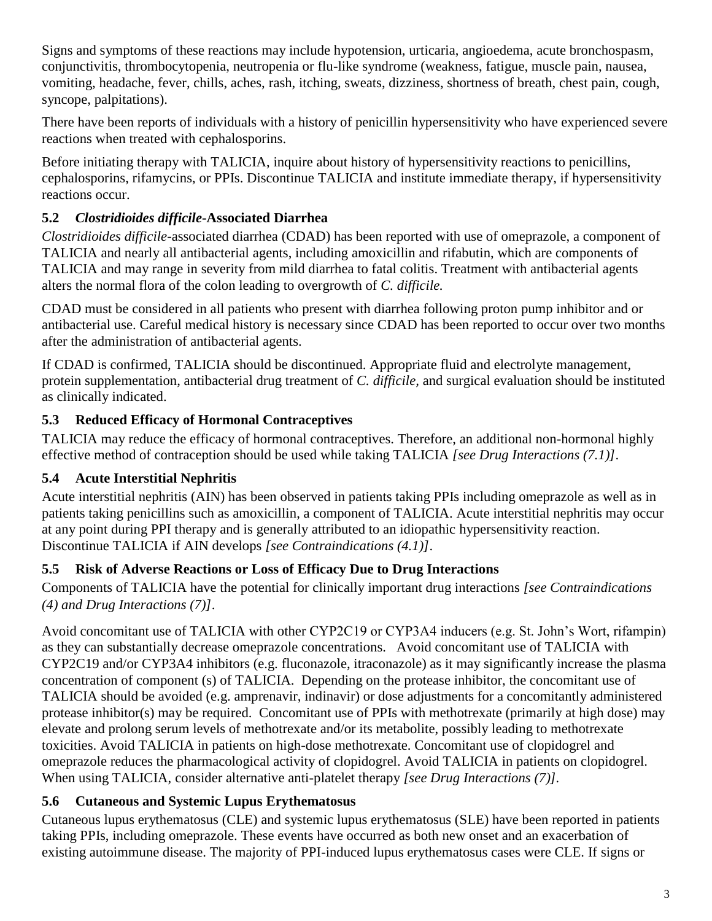Signs and symptoms of these reactions may include hypotension, urticaria, angioedema, acute bronchospasm, conjunctivitis, thrombocytopenia, neutropenia or flu-like syndrome (weakness, fatigue, muscle pain, nausea, vomiting, headache, fever, chills, aches, rash, itching, sweats, dizziness, shortness of breath, chest pain, cough, syncope, palpitations).

There have been reports of individuals with a history of penicillin hypersensitivity who have experienced severe reactions when treated with cephalosporins.

Before initiating therapy with TALICIA, inquire about history of hypersensitivity reactions to penicillins, cephalosporins, rifamycins, or PPIs. Discontinue TALICIA and institute immediate therapy, if hypersensitivity reactions occur.

### 5.2 *Clostridioides difficile*-Associated Diarrhea

*Clostridioides difficile*-associated diarrhea (CDAD) has been reported with use of omeprazole, a component of TALICIA and nearly all antibacterial agents, including amoxicillin and rifabutin, which are components of TALICIA and may range in severity from mild diarrhea to fatal colitis. Treatment with antibacterial agents alters the normal flora of the colon leading to overgrowth of *C. difficile.*

CDAD must be considered in all patients who present with diarrhea following proton pump inhibitor and or antibacterial use. Careful medical history is necessary since CDAD has been reported to occur over two months after the administration of antibacterial agents.

If CDAD is confirmed, TALICIA should be discontinued. Appropriate fluid and electrolyte management, protein supplementation, antibacterial drug treatment of *C. difficile*, and surgical evaluation should be instituted as clinically indicated.

### 5.3 Reduced Efficacy of Hormonal Contraceptives

TALICIA may reduce the efficacy of hormonal contraceptives. Therefore, an additional non-hormonal highly effective method of contraception should be used while taking TALICIA *[see Drug Interactions (7.1)]*.

### 5.4 Acute Interstitial Nephritis

Acute interstitial nephritis (AIN) has been observed in patients taking PPIs including omeprazole as well as in patients taking penicillins such as amoxicillin, a component of TALICIA. Acute interstitial nephritis may occur at any point during PPI therapy and is generally attributed to an idiopathic hypersensitivity reaction. Discontinue TALICIA if AIN develops *[see Contraindications (4.1)]*.

### 5.5 Risk of Adverse Reactions or Loss of Efficacy Due to Drug Interactions

Components of TALICIA have the potential for clinically important drug interactions *[see Contraindications (4) and Drug Interactions (7)]*.

Avoid concomitant use of TALICIA with other CYP2C19 or CYP3A4 inducers (e.g. St. John's Wort, rifampin) as they can substantially decrease omeprazole concentrations. Avoid concomitant use of TALICIA with CYP2C19 and/or CYP3A4 inhibitors (e.g. fluconazole, itraconazole) as it may significantly increase the plasma concentration of component (s) of TALICIA. Depending on the protease inhibitor, the concomitant use of TALICIA should be avoided (e.g. amprenavir, indinavir) or dose adjustments for a concomitantly administered protease inhibitor(s) may be required. Concomitant use of PPIs with methotrexate (primarily at high dose) may elevate and prolong serum levels of methotrexate and/or its metabolite, possibly leading to methotrexate toxicities. Avoid TALICIA in patients on high-dose methotrexate. Concomitant use of clopidogrel and omeprazole reduces the pharmacological activity of clopidogrel. Avoid TALICIA in patients on clopidogrel. When using TALICIA, consider alternative anti-platelet therapy *[see Drug Interactions (7)]*.

### 5.6 Cutaneous and Systemic Lupus Erythematosus

Cutaneous lupus erythematosus (CLE) and systemic lupus erythematosus (SLE) have been reported in patients taking PPIs, including omeprazole. These events have occurred as both new onset and an exacerbation of existing autoimmune disease. The majority of PPI-induced lupus erythematosus cases were CLE. If signs or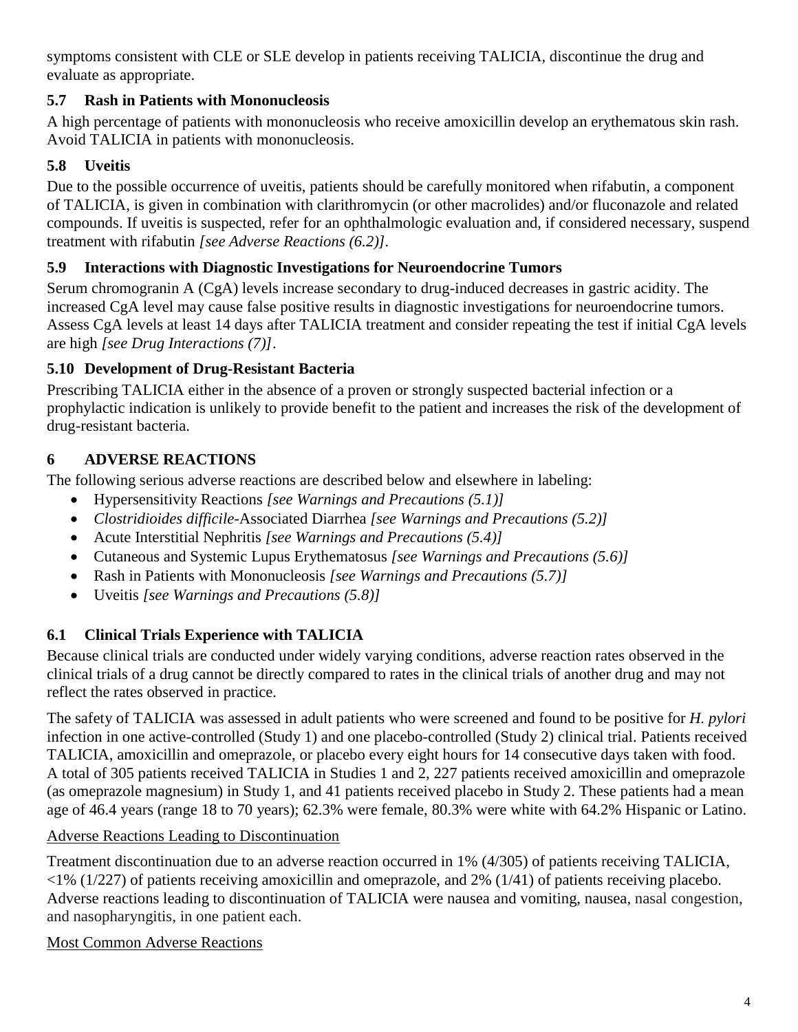symptoms consistent with CLE or SLE develop in patients receiving TALICIA, discontinue the drug and evaluate as appropriate.

### 5.7 Rash in Patients with Mononucleosis

A high percentage of patients with mononucleosis who receive amoxicillin develop an erythematous skin rash. Avoid TALICIA in patients with mononucleosis.

### 5.8 Uveitis

Due to the possible occurrence of uveitis, patients should be carefully monitored when rifabutin, a component of TALICIA, is given in combination with clarithromycin (or other macrolides) and/or fluconazole and related compounds. If uveitis is suspected, refer for an ophthalmologic evaluation and, if considered necessary, suspend treatment with rifabutin *[see Adverse Reactions (6.2)]*.

### 5.9 Interactions with Diagnostic Investigations for Neuroendocrine Tumors

Serum chromogranin A (CgA) levels increase secondary to drug-induced decreases in gastric acidity. The increased CgA level may cause false positive results in diagnostic investigations for neuroendocrine tumors. Assess CgA levels at least 14 days after TALICIA treatment and consider repeating the test if initial CgA levels are high *[see Drug Interactions (7)]*.

### 5.10 Development of Drug-Resistant Bacteria

Prescribing TALICIA either in the absence of a proven or strongly suspected bacterial infection or a prophylactic indication is unlikely to provide benefit to the patient and increases the risk of the development of drug-resistant bacteria.

## 6 ADVERSE REACTIONS

The following serious adverse reactions are described below and elsewhere in labeling:

- Hypersensitivity Reactions *[see Warnings and Precautions (5.1)]*
- *Clostridioides difficile*-Associated Diarrhea *[see Warnings and Precautions (5.2)]*
- Acute Interstitial Nephritis *[see Warnings and Precautions (5.4)]*
- Cutaneous and Systemic Lupus Erythematosus *[see Warnings and Precautions (5.6)]*
- Rash in Patients with Mononucleosis *[see Warnings and Precautions (5.7)]*
- Uveitis *[see Warnings and Precautions (5.8)]*

### 6.1 Clinical Trials Experience with TALICIA

Because clinical trials are conducted under widely varying conditions, adverse reaction rates observed in the clinical trials of a drug cannot be directly compared to rates in the clinical trials of another drug and may not reflect the rates observed in practice.

The safety of TALICIA was assessed in adult patients who were screened and found to be positive for *H. pylori* infection in one active-controlled (Study 1) and one placebo-controlled (Study 2) clinical trial. Patients received TALICIA, amoxicillin and omeprazole, or placebo every eight hours for 14 consecutive days taken with food. A total of 305 patients received TALICIA in Studies 1 and 2, 227 patients received amoxicillin and omeprazole (as omeprazole magnesium) in Study 1, and 41 patients received placebo in Study 2. These patients had a mean age of 46.4 years (range 18 to 70 years); 62.3% were female, 80.3% were white with 64.2% Hispanic or Latino.

<u>Adverse Reactions Leading to Discontinuation</u>

Treatment discontinuation due to an adverse reaction occurred in 1% (4/305) of patients receiving TALICIA, <1% (1/227) of patients receiving amoxicillin and omeprazole, and 2% (1/41) of patients receiving placebo. Adverse reactions leading to discontinuation of TALICIA were nausea and vomiting, nausea, nasal congestion, and nasopharyngitis, in one patient each.

<u>Most Common Adverse Reactions</u>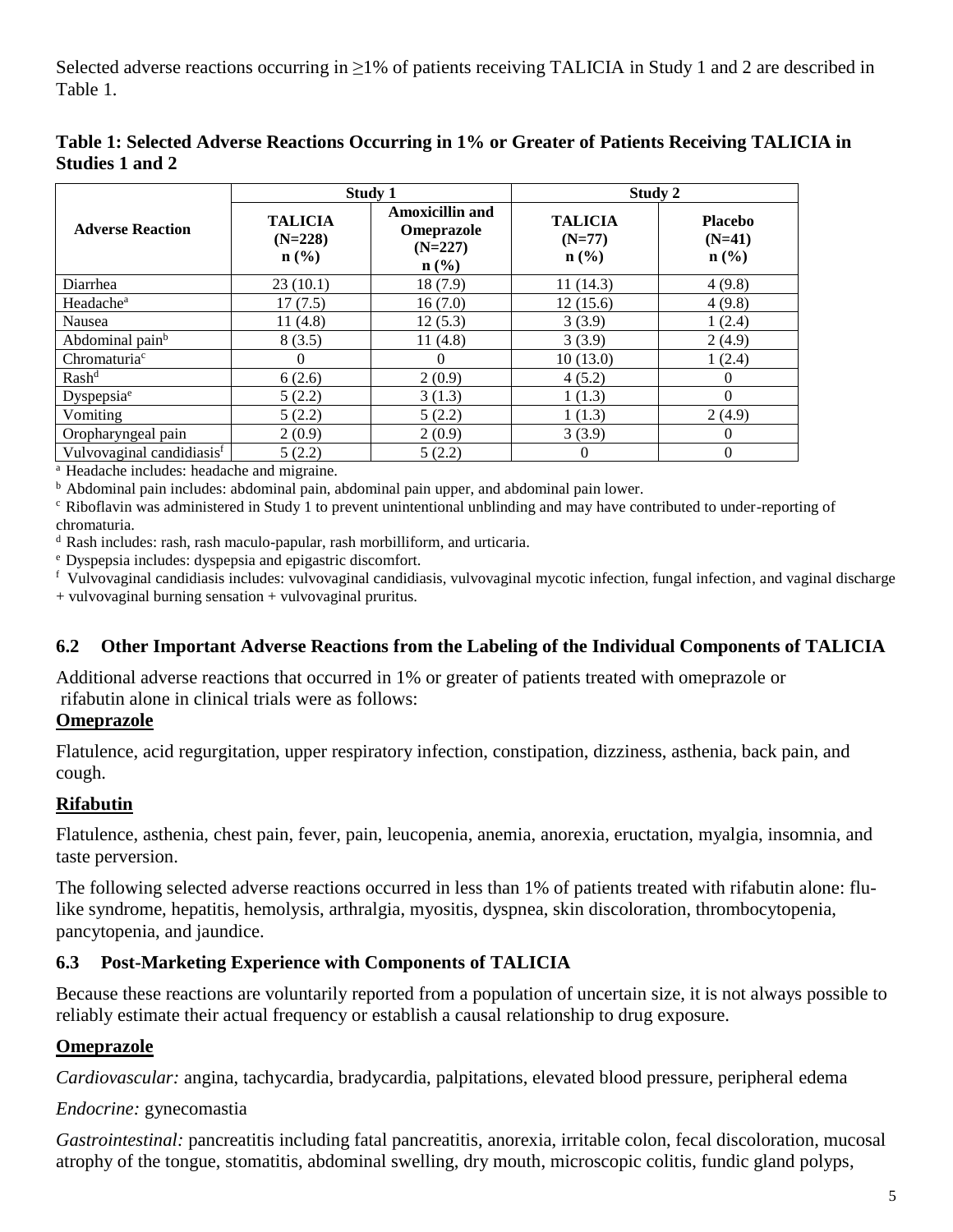Selected adverse reactions occurring in ≥1% of patients receiving TALICIA in Study 1 and 2 are described in Table 1.

**Table 1: Selected Adverse Reactions Occurring in 1% or Greater of Patients Receiving TALICIA in Studies 1 and 2**

| Adverse Reaction | Study 1 | | Study 2 | |
|---|---|---|---|---|
| | TALICIA (N=228) n (%) | Amoxicillin and Omeprazole (N=227) n (%) | TALICIA (N=77) n (%) | Placebo (N=41) n (%) |
| Diarrhea | 23 (10.1) | 18 (7.9) | 11 (14.3) | 4 (9.8) |
| Headache[a] | 17 (7.5) | 16 (7.0) | 12 (15.6) | 4 (9.8) |
| Nausea | 11 (4.8) | 12 (5.3) | 3 (3.9) | 1 (2.4) |
| Abdominal pain[b] | 8 (3.5) | 11 (4.8) | 3 (3.9) | 2 (4.9) |
| Chromaturia[c] | 0 | 0 | 10 (13.0) | 1 (2.4) |
| Rash[d] | 6 (2.6) | 2 (0.9) | 4 (5.2) | 0 |
| Dyspepsia[e] | 5 (2.2) | 3 (1.3) | 1 (1.3) | 0 |
| Vomiting | 5 (2.2) | 5 (2.2) | 1 (1.3) | 2 (4.9) |
| Oropharyngeal pain | 2 (0.9) | 2 (0.9) | 3 (3.9) | 0 |
| Vulvovaginal candidiasis[f] | 5 (2.2) | 5 (2.2) | 0 | 0 |

[a] Headache includes: headache and migraine.

[b] Abdominal pain includes: abdominal pain, abdominal pain upper, and abdominal pain lower.

[c] Riboflavin was administered in Study 1 to prevent unintentional unblinding and may have contributed to under-reporting of chromaturia.

[d] Rash includes: rash, rash maculo-papular, rash morbilliform, and urticaria.

[e] Dyspepsia includes: dyspepsia and epigastric discomfort.

[f] Vulvovaginal candidiasis includes: vulvovaginal candidiasis, vulvovaginal mycotic infection, fungal infection, and vaginal discharge + vulvovaginal burning sensation + vulvovaginal pruritus.

## 6.2 Other Important Adverse Reactions from the Labeling of the Individual Components of TALICIA

Additional adverse reactions that occurred in 1% or greater of patients treated with omeprazole or rifabutin alone in clinical trials were as follows:

**Omeprazole**

Flatulence, acid regurgitation, upper respiratory infection, constipation, dizziness, asthenia, back pain, and cough.

**Rifabutin**

Flatulence, asthenia, chest pain, fever, pain, leucopenia, anemia, anorexia, eructation, myalgia, insomnia, and taste perversion.

The following selected adverse reactions occurred in less than 1% of patients treated with rifabutin alone: flu-like syndrome, hepatitis, hemolysis, arthralgia, myositis, dyspnea, skin discoloration, thrombocytopenia, pancytopenia, and jaundice.

## 6.3 Post-Marketing Experience with Components of TALICIA

Because these reactions are voluntarily reported from a population of uncertain size, it is not always possible to reliably estimate their actual frequency or establish a causal relationship to drug exposure.

**Omeprazole**

*Cardiovascular:* angina, tachycardia, bradycardia, palpitations, elevated blood pressure, peripheral edema

*Endocrine:* gynecomastia

*Gastrointestinal:* pancreatitis including fatal pancreatitis, anorexia, irritable colon, fecal discoloration, mucosal atrophy of the tongue, stomatitis, abdominal swelling, dry mouth, microscopic colitis, fundic gland polyps,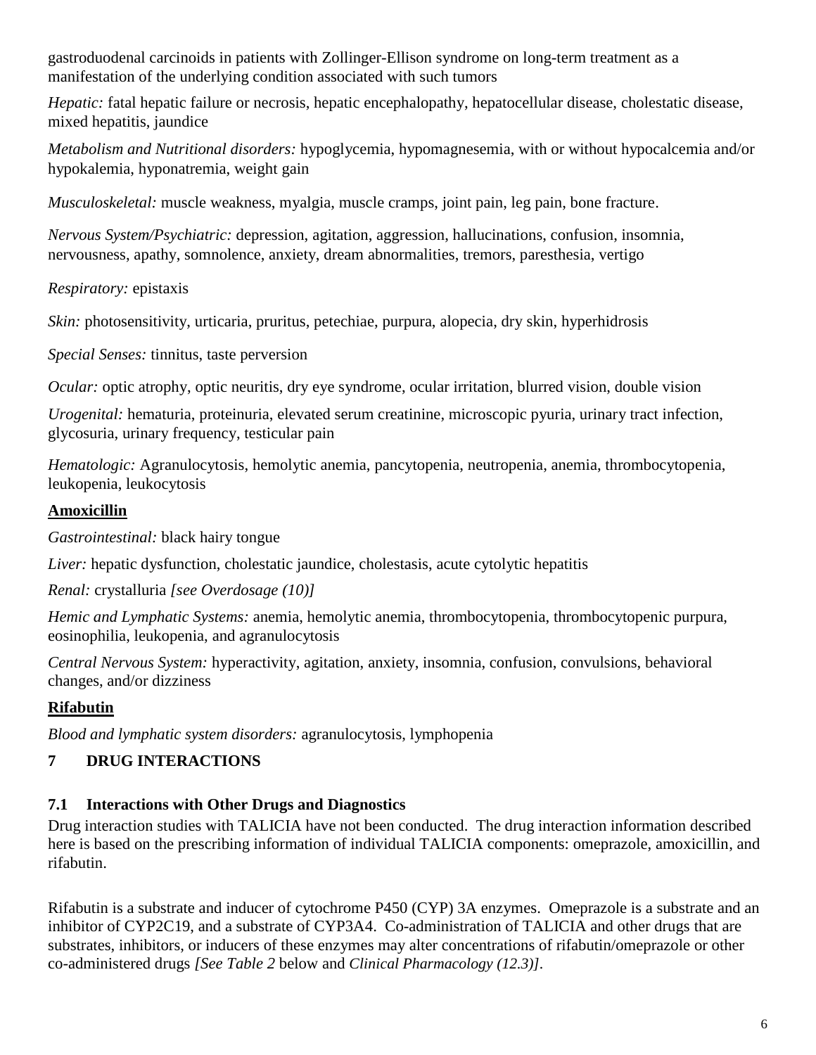gastroduodenal carcinoids in patients with Zollinger-Ellison syndrome on long-term treatment as a manifestation of the underlying condition associated with such tumors

*Hepatic:* fatal hepatic failure or necrosis, hepatic encephalopathy, hepatocellular disease, cholestatic disease, mixed hepatitis, jaundice

*Metabolism and Nutritional disorders:* hypoglycemia, hypomagnesemia, with or without hypocalcemia and/or hypokalemia, hyponatremia, weight gain

*Musculoskeletal:* muscle weakness, myalgia, muscle cramps, joint pain, leg pain, bone fracture.

*Nervous System/Psychiatric:* depression, agitation, aggression, hallucinations, confusion, insomnia, nervousness, apathy, somnolence, anxiety, dream abnormalities, tremors, paresthesia, vertigo

*Respiratory:* epistaxis

*Skin:* photosensitivity, urticaria, pruritus, petechiae, purpura, alopecia, dry skin, hyperhidrosis

*Special Senses:* tinnitus, taste perversion

*Ocular:* optic atrophy, optic neuritis, dry eye syndrome, ocular irritation, blurred vision, double vision

*Urogenital:* hematuria, proteinuria, elevated serum creatinine, microscopic pyuria, urinary tract infection, glycosuria, urinary frequency, testicular pain

*Hematologic:* Agranulocytosis, hemolytic anemia, pancytopenia, neutropenia, anemia, thrombocytopenia, leukopenia, leukocytosis

**Amoxicillin**

*Gastrointestinal:* black hairy tongue

*Liver:* hepatic dysfunction, cholestatic jaundice, cholestasis, acute cytolytic hepatitis

*Renal:* crystalluria *[see Overdosage (10)]*

*Hemic and Lymphatic Systems:* anemia, hemolytic anemia, thrombocytopenia, thrombocytopenic purpura, eosinophilia, leukopenia, and agranulocytosis

*Central Nervous System:* hyperactivity, agitation, anxiety, insomnia, confusion, convulsions, behavioral changes, and/or dizziness

**Rifabutin**

*Blood and lymphatic system disorders:* agranulocytosis, lymphopenia

## 7 DRUG INTERACTIONS

### 7.1 Interactions with Other Drugs and Diagnostics

Drug interaction studies with TALICIA have not been conducted. The drug interaction information described here is based on the prescribing information of individual TALICIA components: omeprazole, amoxicillin, and rifabutin.

Rifabutin is a substrate and inducer of cytochrome P450 (CYP) 3A enzymes. Omeprazole is a substrate and an inhibitor of CYP2C19, and a substrate of CYP3A4. Co-administration of TALICIA and other drugs that are substrates, inhibitors, or inducers of these enzymes may alter concentrations of rifabutin/omeprazole or other co-administered drugs *[See Table 2* below and *Clinical Pharmacology (12.3)]*.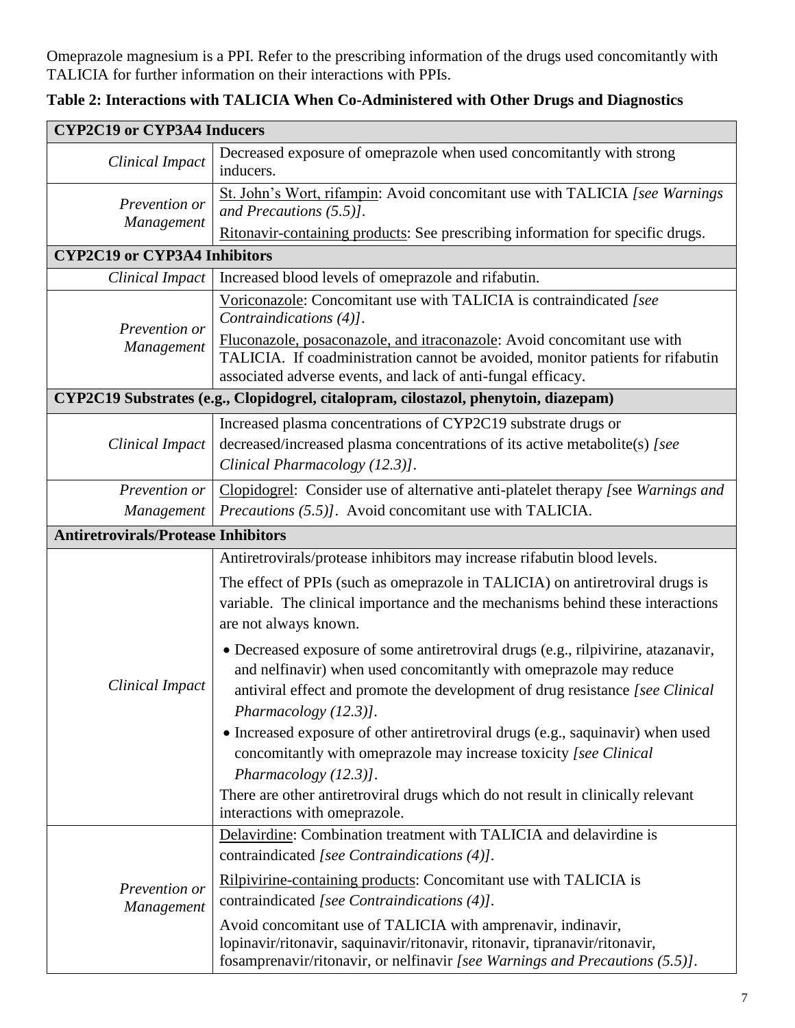Omeprazole magnesium is a PPI. Refer to the prescribing information of the drugs used concomitantly with TALICIA for further information on their interactions with PPIs.

**Table 2: Interactions with TALICIA When Co-Administered with Other Drugs and Diagnostics**

| **CYP2C19 or CYP3A4 Inducers** | |
|---|---|
| *Clinical Impact* | Decreased exposure of omeprazole when used concomitantly with strong inducers. |
| *Prevention or Management* | St. John's Wort, rifampin: Avoid concomitant use with TALICIA *[see Warnings and Precautions (5.5)]*. Ritonavir-containing products: See prescribing information for specific drugs. |
| **CYP2C19 or CYP3A4 Inhibitors** | |
| *Clinical Impact* | Increased blood levels of omeprazole and rifabutin. |
| *Prevention or Management* | Voriconazole: Concomitant use with TALICIA is contraindicated *[see Contraindications (4)]*. Fluconazole, posaconazole, and itraconazole: Avoid concomitant use with TALICIA. If coadministration cannot be avoided, monitor patients for rifabutin associated adverse events, and lack of anti-fungal efficacy. |
| **CYP2C19 Substrates (e.g., Clopidogrel, citalopram, cilostazol, phenytoin, diazepam)** | |
| *Clinical Impact* | Increased plasma concentrations of CYP2C19 substrate drugs or decreased/increased plasma concentrations of its active metabolite(s) *[see Clinical Pharmacology (12.3)]*. |
| *Prevention or Management* | Clopidogrel: Consider use of alternative anti-platelet therapy *[see Warnings and Precautions (5.5)]*. Avoid concomitant use with TALICIA. |
| **Antiretrovirals/Protease Inhibitors** | |
| *Clinical Impact* | Antiretrovirals/protease inhibitors may increase rifabutin blood levels. The effect of PPIs (such as omeprazole in TALICIA) on antiretroviral drugs is variable. The clinical importance and the mechanisms behind these interactions are not always known. • Decreased exposure of some antiretroviral drugs (e.g., rilpivirine, atazanavir, and nelfinavir) when used concomitantly with omeprazole may reduce antiviral effect and promote the development of drug resistance *[see Clinical Pharmacology (12.3)]*. • Increased exposure of other antiretroviral drugs (e.g., saquinavir) when used concomitantly with omeprazole may increase toxicity *[see Clinical Pharmacology (12.3)]*. There are other antiretroviral drugs which do not result in clinically relevant interactions with omeprazole. |
| *Prevention or Management* | Delavirdine: Combination treatment with TALICIA and delavirdine is contraindicated *[see Contraindications (4)]*. Rilpivirine-containing products: Concomitant use with TALICIA is contraindicated *[see Contraindications (4)]*. Avoid concomitant use of TALICIA with amprenavir, indinavir, lopinavir/ritonavir, saquinavir/ritonavir, ritonavir, tipranavir/ritonavir, fosamprenavir/ritonavir, or nelfinavir *[see Warnings and Precautions (5.5)]*. |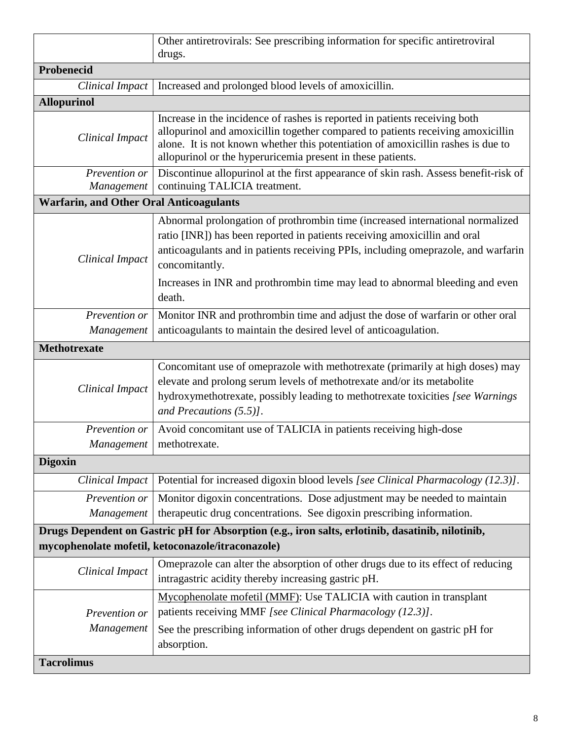| | |
|---|---|
| | Other antiretrovirals: See prescribing information for specific antiretroviral drugs. |
| **Probenecid** | |
| *Clinical Impact* | Increased and prolonged blood levels of amoxicillin. |
| **Allopurinol** | |
| *Clinical Impact* | Increase in the incidence of rashes is reported in patients receiving both allopurinol and amoxicillin together compared to patients receiving amoxicillin alone. It is not known whether this potentiation of amoxicillin rashes is due to allopurinol or the hyperuricemia present in these patients. |
| *Prevention or Management* | Discontinue allopurinol at the first appearance of skin rash. Assess benefit-risk of continuing TALICIA treatment. |
| **Warfarin, and Other Oral Anticoagulants** | |
| *Clinical Impact* | Abnormal prolongation of prothrombin time (increased international normalized ratio [INR]) has been reported in patients receiving amoxicillin and oral anticoagulants and in patients receiving PPIs, including omeprazole, and warfarin concomitantly.<br><br>Increases in INR and prothrombin time may lead to abnormal bleeding and even death. |
| *Prevention or Management* | Monitor INR and prothrombin time and adjust the dose of warfarin or other oral anticoagulants to maintain the desired level of anticoagulation. |
| **Methotrexate** | |
| *Clinical Impact* | Concomitant use of omeprazole with methotrexate (primarily at high doses) may elevate and prolong serum levels of methotrexate and/or its metabolite hydroxymethotrexate, possibly leading to methotrexate toxicities *[see Warnings and Precautions (5.5)]*. |
| *Prevention or Management* | Avoid concomitant use of TALICIA in patients receiving high-dose methotrexate. |
| **Digoxin** | |
| *Clinical Impact* | Potential for increased digoxin blood levels *[see Clinical Pharmacology (12.3)]*. |
| *Prevention or Management* | Monitor digoxin concentrations. Dose adjustment may be needed to maintain therapeutic drug concentrations. See digoxin prescribing information. |
| **Drugs Dependent on Gastric pH for Absorption (e.g., iron salts, erlotinib, dasatinib, nilotinib, mycophenolate mofetil, ketoconazole/itraconazole)** | |
| *Clinical Impact* | Omeprazole can alter the absorption of other drugs due to its effect of reducing intragastric acidity thereby increasing gastric pH. |
| *Prevention or Management* | Mycophenolate mofetil (MMF): Use TALICIA with caution in transplant patients receiving MMF *[see Clinical Pharmacology (12.3)]*.<br><br>See the prescribing information of other drugs dependent on gastric pH for absorption. |
| **Tacrolimus** | |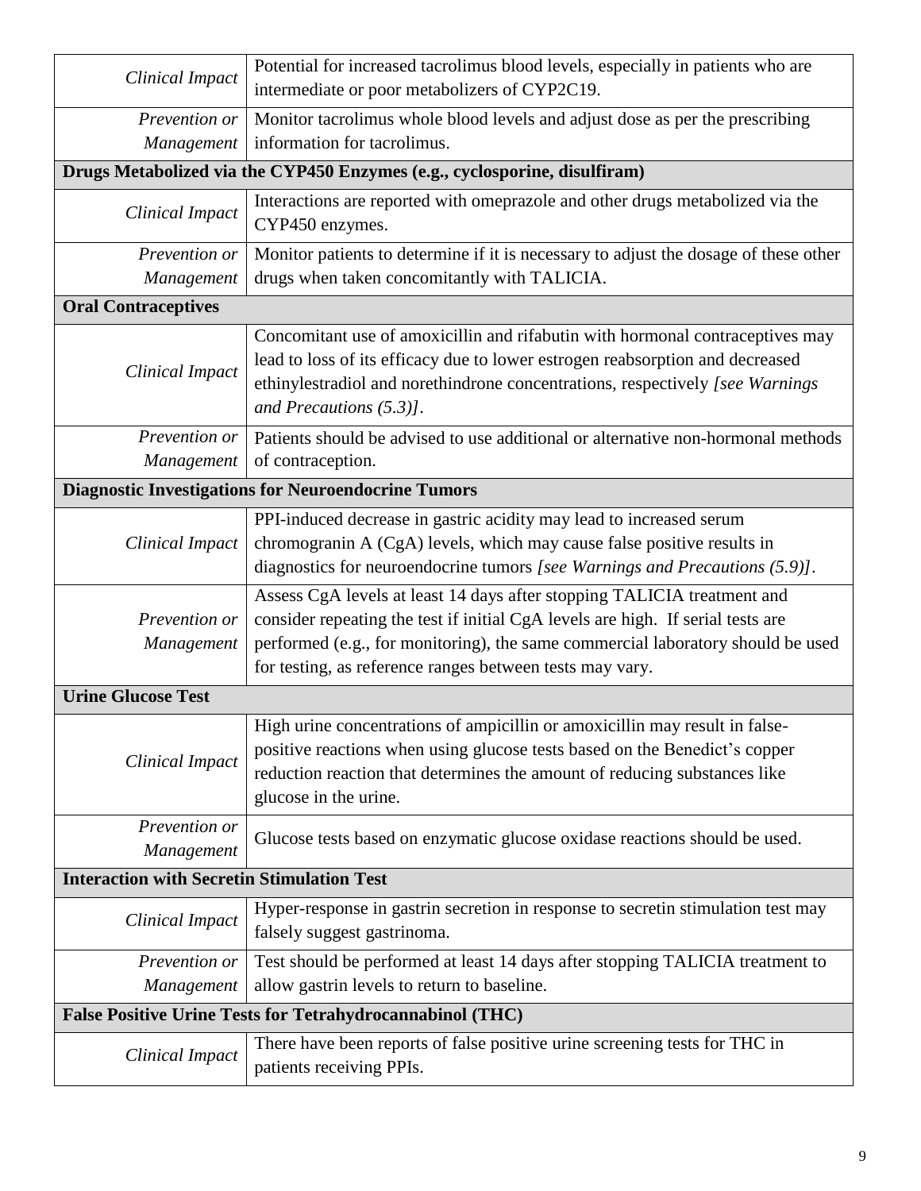| | |
|---|---|
| *Clinical Impact* | Potential for increased tacrolimus blood levels, especially in patients who are intermediate or poor metabolizers of CYP2C19. |
| *Prevention or Management* | Monitor tacrolimus whole blood levels and adjust dose as per the prescribing information for tacrolimus. |
| **Drugs Metabolized via the CYP450 Enzymes (e.g., cyclosporine, disulfiram)** | |
| *Clinical Impact* | Interactions are reported with omeprazole and other drugs metabolized via the CYP450 enzymes. |
| *Prevention or Management* | Monitor patients to determine if it is necessary to adjust the dosage of these other drugs when taken concomitantly with TALICIA. |
| **Oral Contraceptives** | |
| *Clinical Impact* | Concomitant use of amoxicillin and rifabutin with hormonal contraceptives may lead to loss of its efficacy due to lower estrogen reabsorption and decreased ethinylestradiol and norethindrone concentrations, respectively *[see Warnings and Precautions (5.3)]*. |
| *Prevention or Management* | Patients should be advised to use additional or alternative non-hormonal methods of contraception. |
| **Diagnostic Investigations for Neuroendocrine Tumors** | |
| *Clinical Impact* | PPI-induced decrease in gastric acidity may lead to increased serum chromogranin A (CgA) levels, which may cause false positive results in diagnostics for neuroendocrine tumors *[see Warnings and Precautions (5.9)]*. |
| *Prevention or Management* | Assess CgA levels at least 14 days after stopping TALICIA treatment and consider repeating the test if initial CgA levels are high. If serial tests are performed (e.g., for monitoring), the same commercial laboratory should be used for testing, as reference ranges between tests may vary. |
| **Urine Glucose Test** | |
| *Clinical Impact* | High urine concentrations of ampicillin or amoxicillin may result in false-positive reactions when using glucose tests based on the Benedict's copper reduction reaction that determines the amount of reducing substances like glucose in the urine. |
| *Prevention or Management* | Glucose tests based on enzymatic glucose oxidase reactions should be used. |
| **Interaction with Secretin Stimulation Test** | |
| *Clinical Impact* | Hyper-response in gastrin secretion in response to secretin stimulation test may falsely suggest gastrinoma. |
| *Prevention or Management* | Test should be performed at least 14 days after stopping TALICIA treatment to allow gastrin levels to return to baseline. |
| **False Positive Urine Tests for Tetrahydrocannabinol (THC)** | |
| *Clinical Impact* | There have been reports of false positive urine screening tests for THC in patients receiving PPIs. |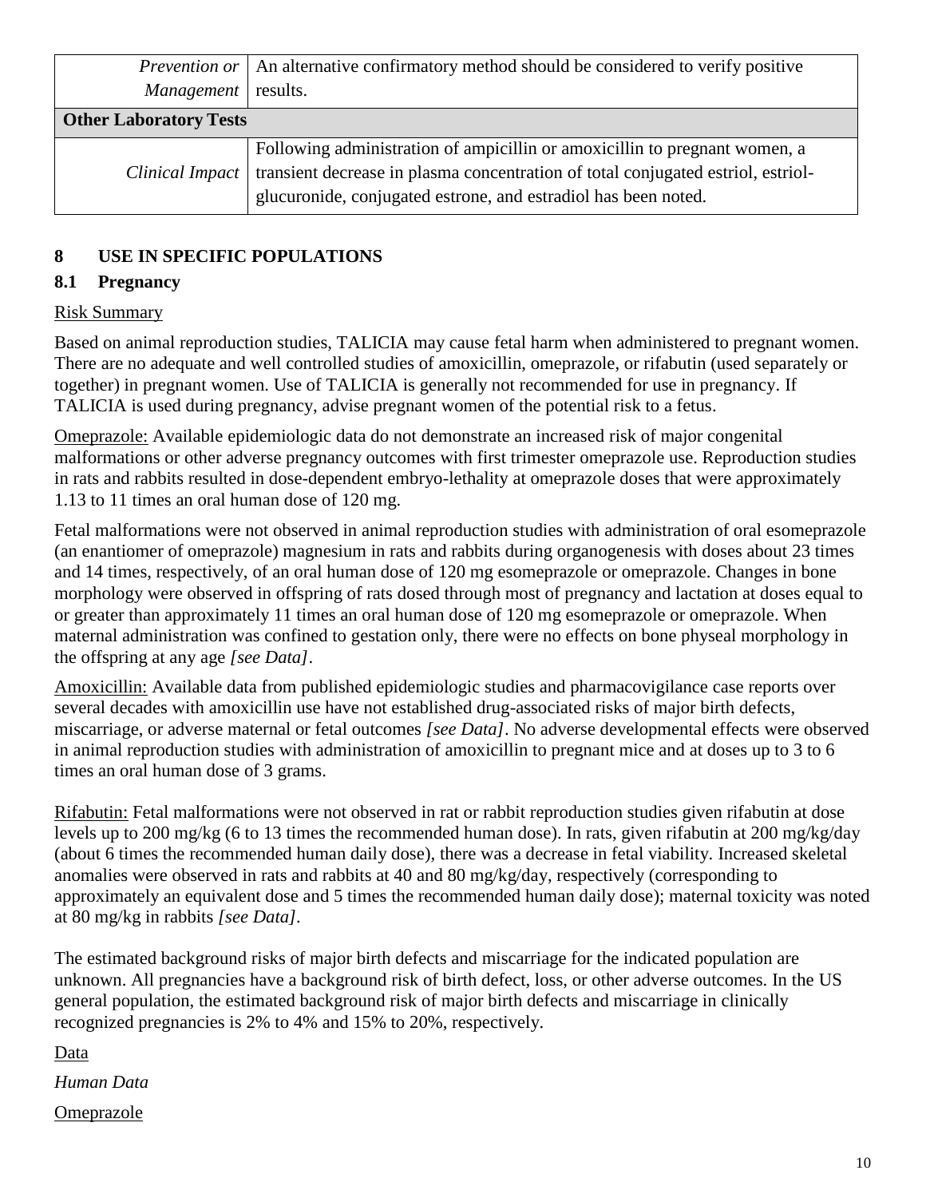| | |
|---|---|
| *Prevention or Management* | An alternative confirmatory method should be considered to verify positive results. |
| **Other Laboratory Tests** | |
| *Clinical Impact* | Following administration of ampicillin or amoxicillin to pregnant women, a transient decrease in plasma concentration of total conjugated estriol, estriol-glucuronide, conjugated estrone, and estradiol has been noted. |

## 8 USE IN SPECIFIC POPULATIONS

### 8.1 Pregnancy

Risk Summary

Based on animal reproduction studies, TALICIA may cause fetal harm when administered to pregnant women. There are no adequate and well controlled studies of amoxicillin, omeprazole, or rifabutin (used separately or together) in pregnant women. Use of TALICIA is generally not recommended for use in pregnancy. If TALICIA is used during pregnancy, advise pregnant women of the potential risk to a fetus.

Omeprazole: Available epidemiologic data do not demonstrate an increased risk of major congenital malformations or other adverse pregnancy outcomes with first trimester omeprazole use. Reproduction studies in rats and rabbits resulted in dose-dependent embryo-lethality at omeprazole doses that were approximately 1.13 to 11 times an oral human dose of 120 mg.

Fetal malformations were not observed in animal reproduction studies with administration of oral esomeprazole (an enantiomer of omeprazole) magnesium in rats and rabbits during organogenesis with doses about 23 times and 14 times, respectively, of an oral human dose of 120 mg esomeprazole or omeprazole. Changes in bone morphology were observed in offspring of rats dosed through most of pregnancy and lactation at doses equal to or greater than approximately 11 times an oral human dose of 120 mg esomeprazole or omeprazole. When maternal administration was confined to gestation only, there were no effects on bone physeal morphology in the offspring at any age *[see Data]*.

Amoxicillin: Available data from published epidemiologic studies and pharmacovigilance case reports over several decades with amoxicillin use have not established drug-associated risks of major birth defects, miscarriage, or adverse maternal or fetal outcomes *[see Data]*. No adverse developmental effects were observed in animal reproduction studies with administration of amoxicillin to pregnant mice and at doses up to 3 to 6 times an oral human dose of 3 grams.

Rifabutin: Fetal malformations were not observed in rat or rabbit reproduction studies given rifabutin at dose levels up to 200 mg/kg (6 to 13 times the recommended human dose). In rats, given rifabutin at 200 mg/kg/day (about 6 times the recommended human daily dose), there was a decrease in fetal viability. Increased skeletal anomalies were observed in rats and rabbits at 40 and 80 mg/kg/day, respectively (corresponding to approximately an equivalent dose and 5 times the recommended human daily dose); maternal toxicity was noted at 80 mg/kg in rabbits *[see Data]*.

The estimated background risks of major birth defects and miscarriage for the indicated population are unknown. All pregnancies have a background risk of birth defect, loss, or other adverse outcomes. In the US general population, the estimated background risk of major birth defects and miscarriage in clinically recognized pregnancies is 2% to 4% and 15% to 20%, respectively.

Data

*Human Data*

Omeprazole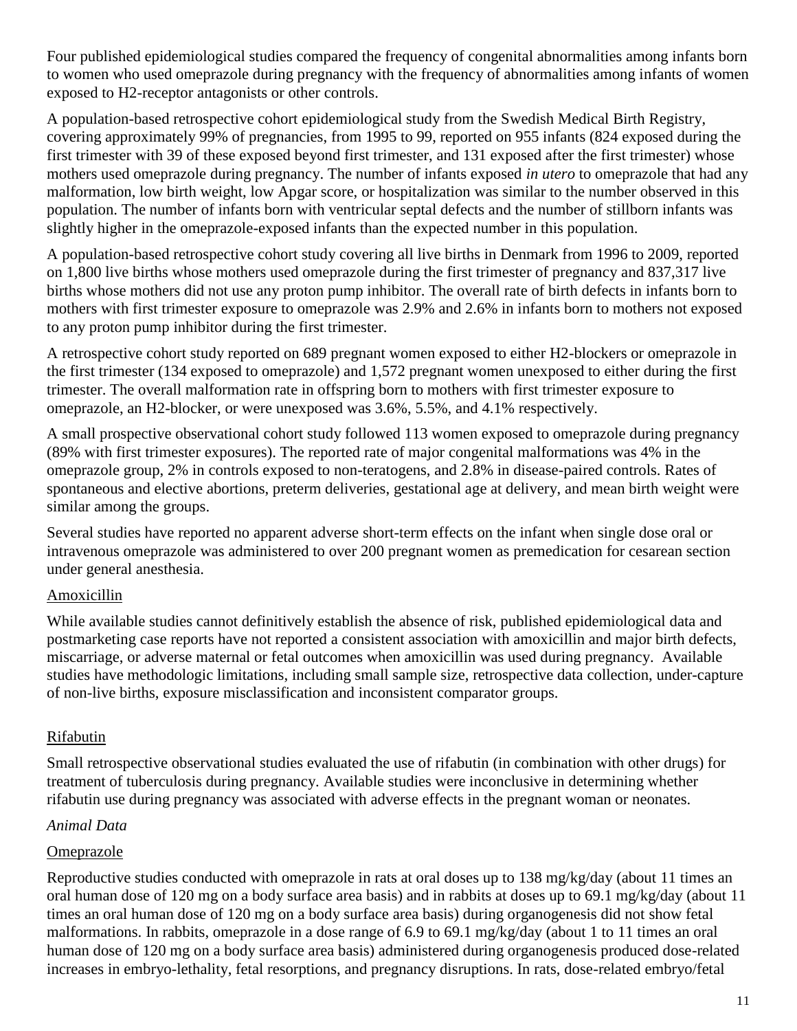Four published epidemiological studies compared the frequency of congenital abnormalities among infants born to women who used omeprazole during pregnancy with the frequency of abnormalities among infants of women exposed to H2-receptor antagonists or other controls.

A population-based retrospective cohort epidemiological study from the Swedish Medical Birth Registry, covering approximately 99% of pregnancies, from 1995 to 99, reported on 955 infants (824 exposed during the first trimester with 39 of these exposed beyond first trimester, and 131 exposed after the first trimester) whose mothers used omeprazole during pregnancy. The number of infants exposed *in utero* to omeprazole that had any malformation, low birth weight, low Apgar score, or hospitalization was similar to the number observed in this population. The number of infants born with ventricular septal defects and the number of stillborn infants was slightly higher in the omeprazole-exposed infants than the expected number in this population.

A population-based retrospective cohort study covering all live births in Denmark from 1996 to 2009, reported on 1,800 live births whose mothers used omeprazole during the first trimester of pregnancy and 837,317 live births whose mothers did not use any proton pump inhibitor. The overall rate of birth defects in infants born to mothers with first trimester exposure to omeprazole was 2.9% and 2.6% in infants born to mothers not exposed to any proton pump inhibitor during the first trimester.

A retrospective cohort study reported on 689 pregnant women exposed to either H2-blockers or omeprazole in the first trimester (134 exposed to omeprazole) and 1,572 pregnant women unexposed to either during the first trimester. The overall malformation rate in offspring born to mothers with first trimester exposure to omeprazole, an H2-blocker, or were unexposed was 3.6%, 5.5%, and 4.1% respectively.

A small prospective observational cohort study followed 113 women exposed to omeprazole during pregnancy (89% with first trimester exposures). The reported rate of major congenital malformations was 4% in the omeprazole group, 2% in controls exposed to non-teratogens, and 2.8% in disease-paired controls. Rates of spontaneous and elective abortions, preterm deliveries, gestational age at delivery, and mean birth weight were similar among the groups.

Several studies have reported no apparent adverse short-term effects on the infant when single dose oral or intravenous omeprazole was administered to over 200 pregnant women as premedication for cesarean section under general anesthesia.

Amoxicillin

While available studies cannot definitively establish the absence of risk, published epidemiological data and postmarketing case reports have not reported a consistent association with amoxicillin and major birth defects, miscarriage, or adverse maternal or fetal outcomes when amoxicillin was used during pregnancy. Available studies have methodologic limitations, including small sample size, retrospective data collection, under-capture of non-live births, exposure misclassification and inconsistent comparator groups.

Rifabutin

Small retrospective observational studies evaluated the use of rifabutin (in combination with other drugs) for treatment of tuberculosis during pregnancy. Available studies were inconclusive in determining whether rifabutin use during pregnancy was associated with adverse effects in the pregnant woman or neonates.

*Animal Data*

Omeprazole

Reproductive studies conducted with omeprazole in rats at oral doses up to 138 mg/kg/day (about 11 times an oral human dose of 120 mg on a body surface area basis) and in rabbits at doses up to 69.1 mg/kg/day (about 11 times an oral human dose of 120 mg on a body surface area basis) during organogenesis did not show fetal malformations. In rabbits, omeprazole in a dose range of 6.9 to 69.1 mg/kg/day (about 1 to 11 times an oral human dose of 120 mg on a body surface area basis) administered during organogenesis produced dose-related increases in embryo-lethality, fetal resorptions, and pregnancy disruptions. In rats, dose-related embryo/fetal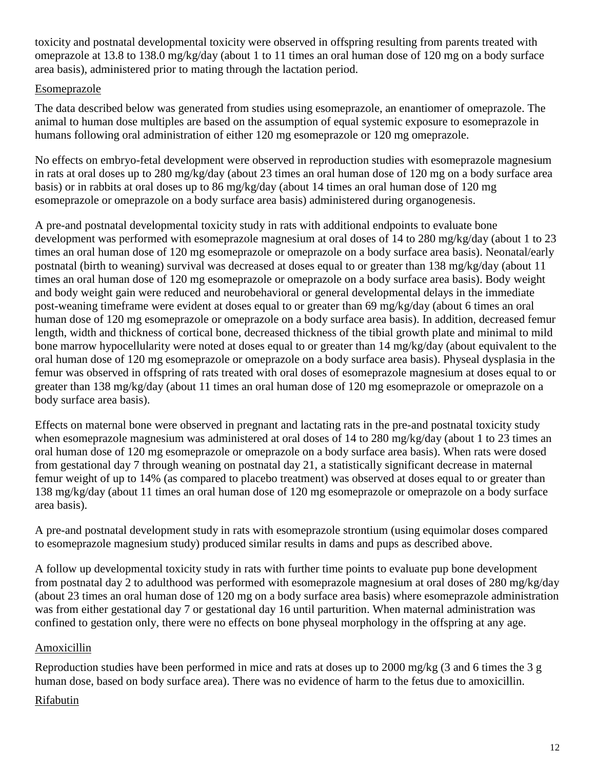toxicity and postnatal developmental toxicity were observed in offspring resulting from parents treated with omeprazole at 13.8 to 138.0 mg/kg/day (about 1 to 11 times an oral human dose of 120 mg on a body surface area basis), administered prior to mating through the lactation period.

Esomeprazole

The data described below was generated from studies using esomeprazole, an enantiomer of omeprazole. The animal to human dose multiples are based on the assumption of equal systemic exposure to esomeprazole in humans following oral administration of either 120 mg esomeprazole or 120 mg omeprazole.

No effects on embryo-fetal development were observed in reproduction studies with esomeprazole magnesium in rats at oral doses up to 280 mg/kg/day (about 23 times an oral human dose of 120 mg on a body surface area basis) or in rabbits at oral doses up to 86 mg/kg/day (about 14 times an oral human dose of 120 mg esomeprazole or omeprazole on a body surface area basis) administered during organogenesis.

A pre-and postnatal developmental toxicity study in rats with additional endpoints to evaluate bone development was performed with esomeprazole magnesium at oral doses of 14 to 280 mg/kg/day (about 1 to 23 times an oral human dose of 120 mg esomeprazole or omeprazole on a body surface area basis). Neonatal/early postnatal (birth to weaning) survival was decreased at doses equal to or greater than 138 mg/kg/day (about 11 times an oral human dose of 120 mg esomeprazole or omeprazole on a body surface area basis). Body weight and body weight gain were reduced and neurobehavioral or general developmental delays in the immediate post-weaning timeframe were evident at doses equal to or greater than 69 mg/kg/day (about 6 times an oral human dose of 120 mg esomeprazole or omeprazole on a body surface area basis). In addition, decreased femur length, width and thickness of cortical bone, decreased thickness of the tibial growth plate and minimal to mild bone marrow hypocellularity were noted at doses equal to or greater than 14 mg/kg/day (about equivalent to the oral human dose of 120 mg esomeprazole or omeprazole on a body surface area basis). Physeal dysplasia in the femur was observed in offspring of rats treated with oral doses of esomeprazole magnesium at doses equal to or greater than 138 mg/kg/day (about 11 times an oral human dose of 120 mg esomeprazole or omeprazole on a body surface area basis).

Effects on maternal bone were observed in pregnant and lactating rats in the pre-and postnatal toxicity study when esomeprazole magnesium was administered at oral doses of 14 to 280 mg/kg/day (about 1 to 23 times an oral human dose of 120 mg esomeprazole or omeprazole on a body surface area basis). When rats were dosed from gestational day 7 through weaning on postnatal day 21, a statistically significant decrease in maternal femur weight of up to 14% (as compared to placebo treatment) was observed at doses equal to or greater than 138 mg/kg/day (about 11 times an oral human dose of 120 mg esomeprazole or omeprazole on a body surface area basis).

A pre-and postnatal development study in rats with esomeprazole strontium (using equimolar doses compared to esomeprazole magnesium study) produced similar results in dams and pups as described above.

A follow up developmental toxicity study in rats with further time points to evaluate pup bone development from postnatal day 2 to adulthood was performed with esomeprazole magnesium at oral doses of 280 mg/kg/day (about 23 times an oral human dose of 120 mg on a body surface area basis) where esomeprazole administration was from either gestational day 7 or gestational day 16 until parturition. When maternal administration was confined to gestation only, there were no effects on bone physeal morphology in the offspring at any age.

Amoxicillin

Reproduction studies have been performed in mice and rats at doses up to 2000 mg/kg (3 and 6 times the 3 g human dose, based on body surface area). There was no evidence of harm to the fetus due to amoxicillin.

Rifabutin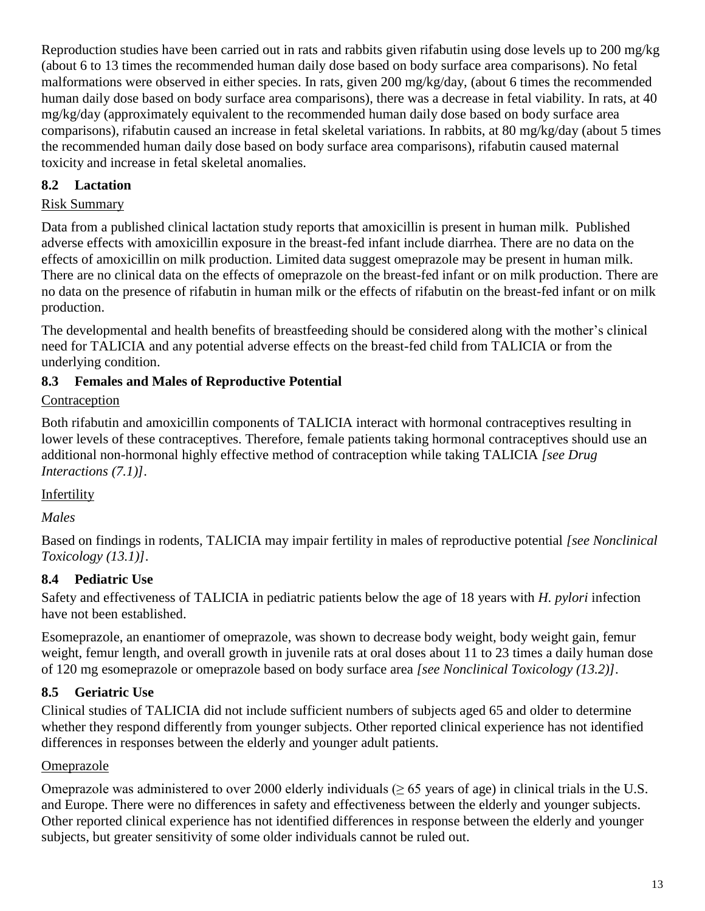Reproduction studies have been carried out in rats and rabbits given rifabutin using dose levels up to 200 mg/kg (about 6 to 13 times the recommended human daily dose based on body surface area comparisons). No fetal malformations were observed in either species. In rats, given 200 mg/kg/day, (about 6 times the recommended human daily dose based on body surface area comparisons), there was a decrease in fetal viability. In rats, at 40 mg/kg/day (approximately equivalent to the recommended human daily dose based on body surface area comparisons), rifabutin caused an increase in fetal skeletal variations. In rabbits, at 80 mg/kg/day (about 5 times the recommended human daily dose based on body surface area comparisons), rifabutin caused maternal toxicity and increase in fetal skeletal anomalies.

### 8.2 Lactation

Risk Summary

Data from a published clinical lactation study reports that amoxicillin is present in human milk. Published adverse effects with amoxicillin exposure in the breast-fed infant include diarrhea. There are no data on the effects of amoxicillin on milk production. Limited data suggest omeprazole may be present in human milk. There are no clinical data on the effects of omeprazole on the breast-fed infant or on milk production. There are no data on the presence of rifabutin in human milk or the effects of rifabutin on the breast-fed infant or on milk production.

The developmental and health benefits of breastfeeding should be considered along with the mother's clinical need for TALICIA and any potential adverse effects on the breast-fed child from TALICIA or from the underlying condition.

### 8.3 Females and Males of Reproductive Potential

Contraception

Both rifabutin and amoxicillin components of TALICIA interact with hormonal contraceptives resulting in lower levels of these contraceptives. Therefore, female patients taking hormonal contraceptives should use an additional non-hormonal highly effective method of contraception while taking TALICIA *[see Drug Interactions (7.1)]*.

Infertility

*Males*

Based on findings in rodents, TALICIA may impair fertility in males of reproductive potential *[see Nonclinical Toxicology (13.1)]*.

### 8.4 Pediatric Use

Safety and effectiveness of TALICIA in pediatric patients below the age of 18 years with *H. pylori* infection have not been established.

Esomeprazole, an enantiomer of omeprazole, was shown to decrease body weight, body weight gain, femur weight, femur length, and overall growth in juvenile rats at oral doses about 11 to 23 times a daily human dose of 120 mg esomeprazole or omeprazole based on body surface area *[see Nonclinical Toxicology (13.2)]*.

### 8.5 Geriatric Use

Clinical studies of TALICIA did not include sufficient numbers of subjects aged 65 and older to determine whether they respond differently from younger subjects. Other reported clinical experience has not identified differences in responses between the elderly and younger adult patients.

Omeprazole

Omeprazole was administered to over 2000 elderly individuals ($\geq$ 65 years of age) in clinical trials in the U.S. and Europe. There were no differences in safety and effectiveness between the elderly and younger subjects. Other reported clinical experience has not identified differences in response between the elderly and younger subjects, but greater sensitivity of some older individuals cannot be ruled out.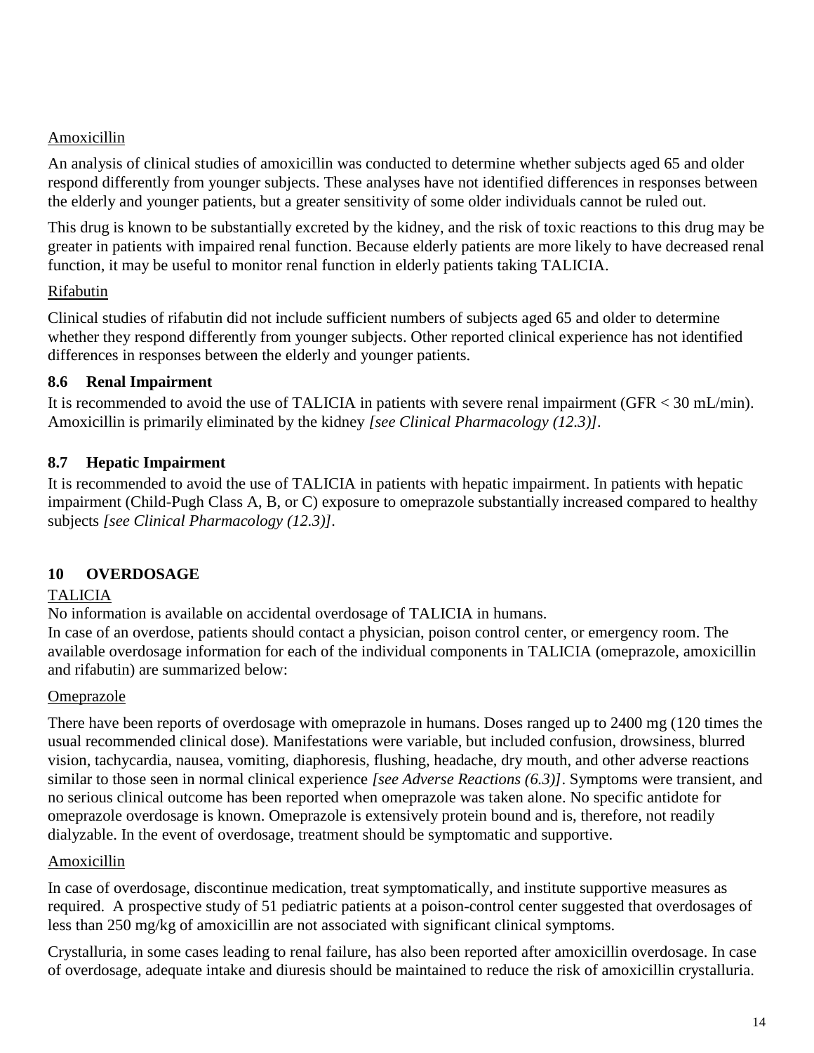Amoxicillin

An analysis of clinical studies of amoxicillin was conducted to determine whether subjects aged 65 and older respond differently from younger subjects. These analyses have not identified differences in responses between the elderly and younger patients, but a greater sensitivity of some older individuals cannot be ruled out.

This drug is known to be substantially excreted by the kidney, and the risk of toxic reactions to this drug may be greater in patients with impaired renal function. Because elderly patients are more likely to have decreased renal function, it may be useful to monitor renal function in elderly patients taking TALICIA.

Rifabutin

Clinical studies of rifabutin did not include sufficient numbers of subjects aged 65 and older to determine whether they respond differently from younger subjects. Other reported clinical experience has not identified differences in responses between the elderly and younger patients.

### 8.6 Renal Impairment

It is recommended to avoid the use of TALICIA in patients with severe renal impairment (GFR < 30 mL/min). Amoxicillin is primarily eliminated by the kidney *[see Clinical Pharmacology (12.3)]*.

### 8.7 Hepatic Impairment

It is recommended to avoid the use of TALICIA in patients with hepatic impairment. In patients with hepatic impairment (Child-Pugh Class A, B, or C) exposure to omeprazole substantially increased compared to healthy subjects *[see Clinical Pharmacology (12.3)]*.

## 10 OVERDOSAGE

TALICIA

No information is available on accidental overdosage of TALICIA in humans.

In case of an overdose, patients should contact a physician, poison control center, or emergency room. The available overdosage information for each of the individual components in TALICIA (omeprazole, amoxicillin and rifabutin) are summarized below:

Omeprazole

There have been reports of overdosage with omeprazole in humans. Doses ranged up to 2400 mg (120 times the usual recommended clinical dose). Manifestations were variable, but included confusion, drowsiness, blurred vision, tachycardia, nausea, vomiting, diaphoresis, flushing, headache, dry mouth, and other adverse reactions similar to those seen in normal clinical experience *[see Adverse Reactions (6.3)]*. Symptoms were transient, and no serious clinical outcome has been reported when omeprazole was taken alone. No specific antidote for omeprazole overdosage is known. Omeprazole is extensively protein bound and is, therefore, not readily dialyzable. In the event of overdosage, treatment should be symptomatic and supportive.

Amoxicillin

In case of overdosage, discontinue medication, treat symptomatically, and institute supportive measures as required. A prospective study of 51 pediatric patients at a poison-control center suggested that overdosages of less than 250 mg/kg of amoxicillin are not associated with significant clinical symptoms.

Crystalluria, in some cases leading to renal failure, has also been reported after amoxicillin overdosage. In case of overdosage, adequate intake and diuresis should be maintained to reduce the risk of amoxicillin crystalluria.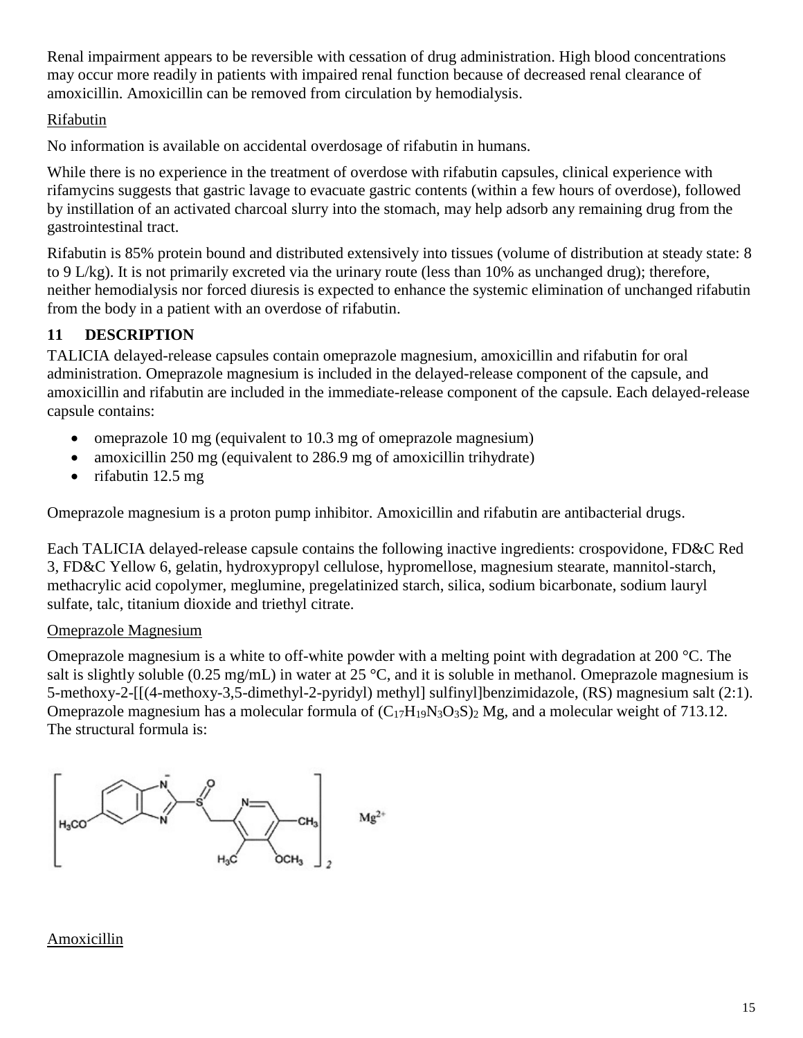Renal impairment appears to be reversible with cessation of drug administration. High blood concentrations may occur more readily in patients with impaired renal function because of decreased renal clearance of amoxicillin. Amoxicillin can be removed from circulation by hemodialysis.

Rifabutin

No information is available on accidental overdosage of rifabutin in humans.

While there is no experience in the treatment of overdose with rifabutin capsules, clinical experience with rifamycins suggests that gastric lavage to evacuate gastric contents (within a few hours of overdose), followed by instillation of an activated charcoal slurry into the stomach, may help adsorb any remaining drug from the gastrointestinal tract.

Rifabutin is 85% protein bound and distributed extensively into tissues (volume of distribution at steady state: 8 to 9 L/kg). It is not primarily excreted via the urinary route (less than 10% as unchanged drug); therefore, neither hemodialysis nor forced diuresis is expected to enhance the systemic elimination of unchanged rifabutin from the body in a patient with an overdose of rifabutin.

## 11 DESCRIPTION

TALICIA delayed-release capsules contain omeprazole magnesium, amoxicillin and rifabutin for oral administration. Omeprazole magnesium is included in the delayed-release component of the capsule, and amoxicillin and rifabutin are included in the immediate-release component of the capsule. Each delayed-release capsule contains:

- omeprazole 10 mg (equivalent to 10.3 mg of omeprazole magnesium)
- amoxicillin 250 mg (equivalent to 286.9 mg of amoxicillin trihydrate)
- rifabutin 12.5 mg

Omeprazole magnesium is a proton pump inhibitor. Amoxicillin and rifabutin are antibacterial drugs.

Each TALICIA delayed-release capsule contains the following inactive ingredients: crospovidone, FD&C Red 3, FD&C Yellow 6, gelatin, hydroxypropyl cellulose, hypromellose, magnesium stearate, mannitol-starch, methacrylic acid copolymer, meglumine, pregelatinized starch, silica, sodium bicarbonate, sodium lauryl sulfate, talc, titanium dioxide and triethyl citrate.

Omeprazole Magnesium

Omeprazole magnesium is a white to off-white powder with a melting point with degradation at 200 °C. The salt is slightly soluble (0.25 mg/mL) in water at 25 °C, and it is soluble in methanol. Omeprazole magnesium is 5-methoxy-2-[[(4-methoxy-3,5-dimethyl-2-pyridyl) methyl] sulfinyl]benzimidazole, (RS) magnesium salt (2:1). Omeprazole magnesium has a molecular formula of $(C_{17}H_{19}N_3O_3S)_2$ Mg, and a molecular weight of 713.12. The structural formula is:

Amoxicillin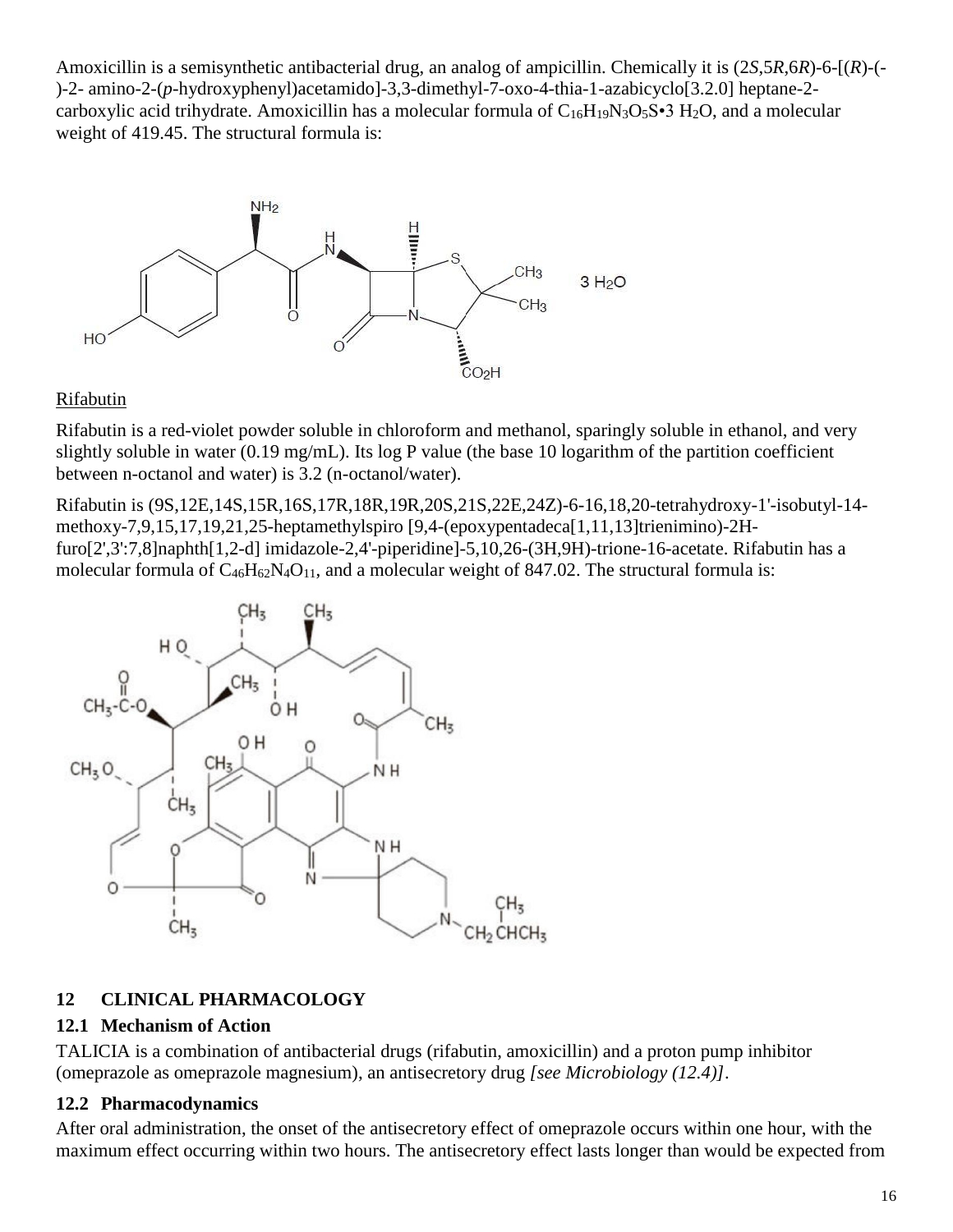Amoxicillin is a semisynthetic antibacterial drug, an analog of ampicillin. Chemically it is (2*S*,5*R*,6*R*)-6-[(*R*)-(-)-2- amino-2-(*p*-hydroxyphenyl)acetamido]-3,3-dimethyl-7-oxo-4-thia-1-azabicyclo[3.2.0] heptane-2-carboxylic acid trihydrate. Amoxicillin has a molecular formula of $C_{16}H_{19}N_3O_5S \cdot 3\ H_2O$, and a molecular weight of 419.45. The structural formula is:

Rifabutin

Rifabutin is a red-violet powder soluble in chloroform and methanol, sparingly soluble in ethanol, and very slightly soluble in water (0.19 mg/mL). Its log P value (the base 10 logarithm of the partition coefficient between n-octanol and water) is 3.2 (n-octanol/water).

Rifabutin is (9S,12E,14S,15R,16S,17R,18R,19R,20S,21S,22E,24Z)-6-16,18,20-tetrahydroxy-1'-isobutyl-14-methoxy-7,9,15,17,19,21,25-heptamethylspiro [9,4-(epoxypentadeca[1,11,13]trienimino)-2H-furo[2',3':7,8]naphth[1,2-d] imidazole-2,4'-piperidine]-5,10,26-(3H,9H)-trione-16-acetate. Rifabutin has a molecular formula of $C_{46}H_{62}N_4O_{11}$, and a molecular weight of 847.02. The structural formula is:

## 12 CLINICAL PHARMACOLOGY

### 12.1 Mechanism of Action

TALICIA is a combination of antibacterial drugs (rifabutin, amoxicillin) and a proton pump inhibitor (omeprazole as omeprazole magnesium), an antisecretory drug *[see Microbiology (12.4)]*.

### 12.2 Pharmacodynamics

After oral administration, the onset of the antisecretory effect of omeprazole occurs within one hour, with the maximum effect occurring within two hours. The antisecretory effect lasts longer than would be expected from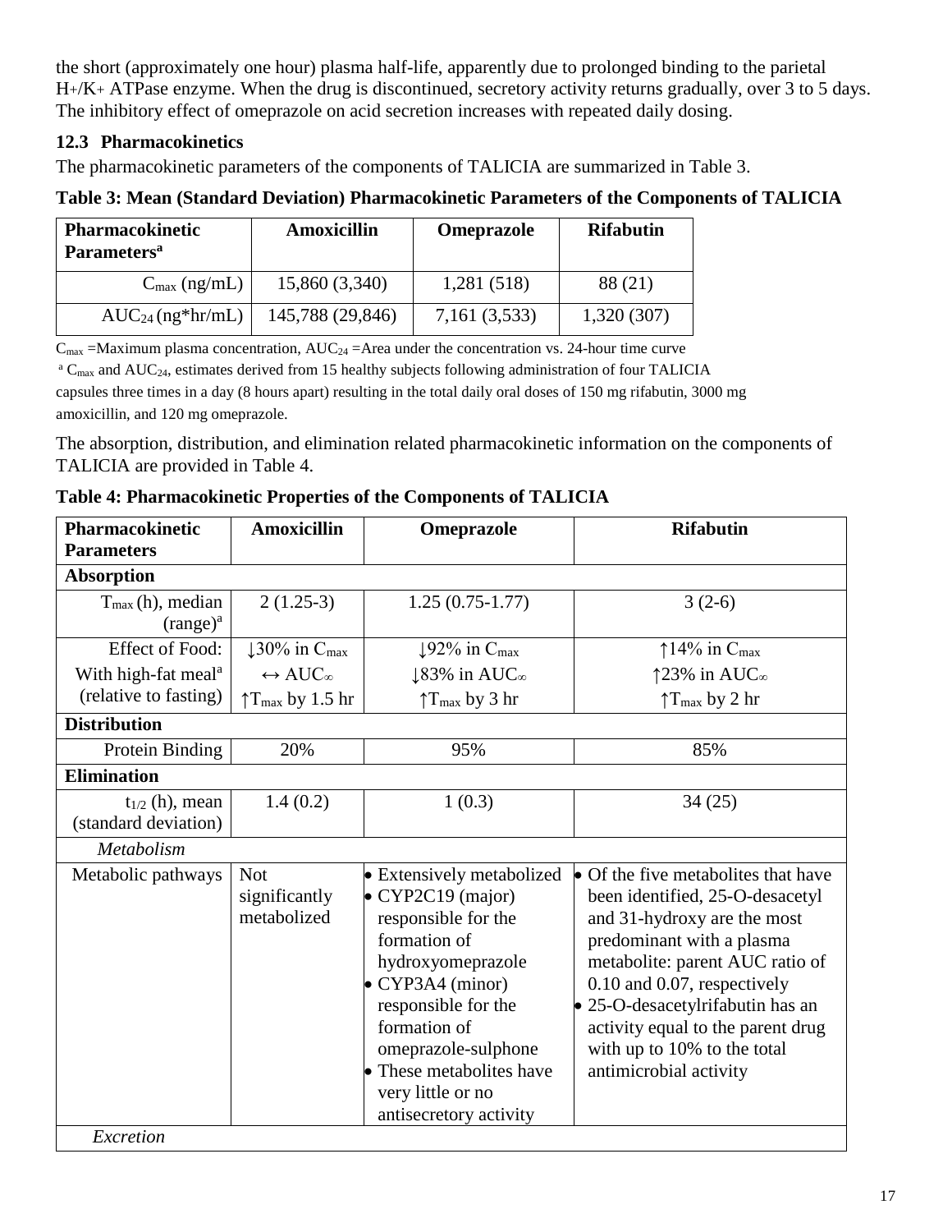the short (approximately one hour) plasma half-life, apparently due to prolonged binding to the parietal $H^+/K^+$ ATPase enzyme. When the drug is discontinued, secretory activity returns gradually, over 3 to 5 days. The inhibitory effect of omeprazole on acid secretion increases with repeated daily dosing.

### 12.3 Pharmacokinetics

The pharmacokinetic parameters of the components of TALICIA are summarized in Table 3.

**Table 3: Mean (Standard Deviation) Pharmacokinetic Parameters of the Components of TALICIA**

| Pharmacokinetic Parameters[a] | Amoxicillin | Omeprazole | Rifabutin |
|---|---|---|---|
| $C_{max}$ (ng/mL) | 15,860 (3,340) | 1,281 (518) | 88 (21) |
| $AUC_{24}$ (ng*hr/mL) | 145,788 (29,846) | 7,161 (3,533) | 1,320 (307) |

$C_{max}$ =Maximum plasma concentration, $AUC_{24}$ =Area under the concentration vs. 24-hour time curve

[a] $C_{max}$ and $AUC_{24}$, estimates derived from 15 healthy subjects following administration of four TALICIA capsules three times in a day (8 hours apart) resulting in the total daily oral doses of 150 mg rifabutin, 3000 mg amoxicillin, and 120 mg omeprazole.

The absorption, distribution, and elimination related pharmacokinetic information on the components of TALICIA are provided in Table 4.

**Table 4: Pharmacokinetic Properties of the Components of TALICIA**

| Pharmacokinetic Parameters | Amoxicillin | Omeprazole | Rifabutin |
|---|---|---|---|
| **Absorption** | | | |
| $T_{max}$ (h), median (range)[a] | 2 (1.25-3) | 1.25 (0.75-1.77) | 3 (2-6) |
| Effect of Food: With high-fat meal[a] (relative to fasting) | ↓30% in $C_{max}$<br>↔ $AUC_{\infty}$<br>↑$T_{max}$ by 1.5 hr | ↓92% in $C_{max}$<br>↓83% in $AUC_{\infty}$<br>↑$T_{max}$ by 3 hr | ↑14% in $C_{max}$<br>↑23% in $AUC_{\infty}$<br>↑$T_{max}$ by 2 hr |
| **Distribution** | | | |
| Protein Binding | 20% | 95% | 85% |
| **Elimination** | | | |
| $t_{1/2}$ (h), mean (standard deviation) | 1.4 (0.2) | 1 (0.3) | 34 (25) |
| *Metabolism* | | | |
| Metabolic pathways | Not significantly metabolized | • Extensively metabolized<br>• CYP2C19 (major) responsible for the formation of hydroxyomeprazole<br>• CYP3A4 (minor) responsible for the formation of omeprazole-sulphone<br>• These metabolites have very little or no antisecretory activity | • Of the five metabolites that have been identified, 25-O-desacetyl and 31-hydroxy are the most predominant with a plasma metabolite: parent AUC ratio of 0.10 and 0.07, respectively<br>• 25-O-desacetylrifabutin has an activity equal to the parent drug with up to 10% to the total antimicrobial activity |
| *Excretion* | | | |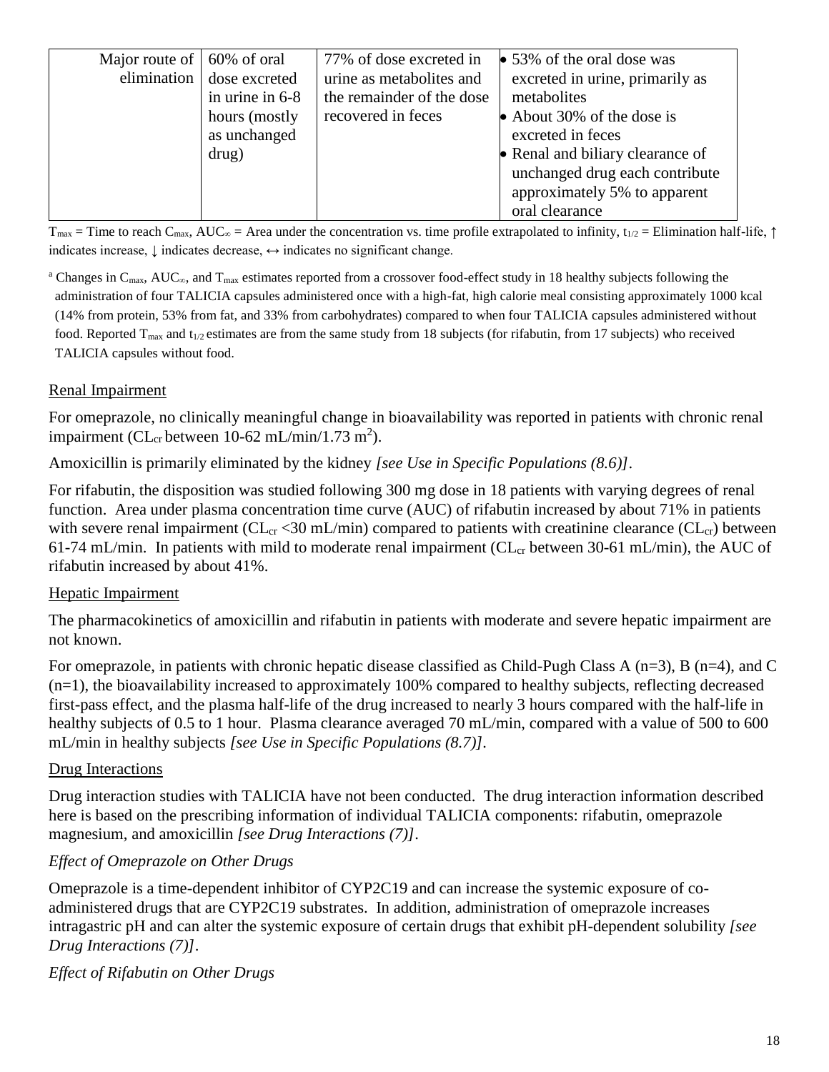| Major route of elimination | 60% of oral dose excreted in urine in 6-8 hours (mostly as unchanged drug) | 77% of dose excreted in urine as metabolites and the remainder of the dose recovered in feces | • 53% of the oral dose was excreted in urine, primarily as metabolites<br>• About 30% of the dose is excreted in feces<br>• Renal and biliary clearance of unchanged drug each contribute approximately 5% to apparent oral clearance |
|---|---|---|---|

$T_{max}$ = Time to reach $C_{max}$, $AUC_{\infty}$ = Area under the concentration vs. time profile extrapolated to infinity, $t_{1/2}$ = Elimination half-life, ↑ indicates increase, ↓ indicates decrease, ↔ indicates no significant change.

[a] Changes in $C_{max}$, $AUC_{\infty}$, and $T_{max}$ estimates reported from a crossover food-effect study in 18 healthy subjects following the administration of four TALICIA capsules administered once with a high-fat, high calorie meal consisting approximately 1000 kcal (14% from protein, 53% from fat, and 33% from carbohydrates) compared to when four TALICIA capsules administered without food. Reported $T_{max}$ and $t_{1/2}$ estimates are from the same study from 18 subjects (for rifabutin, from 17 subjects) who received TALICIA capsules without food.

Renal Impairment

For omeprazole, no clinically meaningful change in bioavailability was reported in patients with chronic renal impairment ($CL_{cr}$ between 10-62 mL/min/1.73 $m^2$).

Amoxicillin is primarily eliminated by the kidney *[see Use in Specific Populations (8.6)]*.

For rifabutin, the disposition was studied following 300 mg dose in 18 patients with varying degrees of renal function. Area under plasma concentration time curve (AUC) of rifabutin increased by about 71% in patients with severe renal impairment ($CL_{cr}$ <30 mL/min) compared to patients with creatinine clearance ($CL_{cr}$) between 61-74 mL/min. In patients with mild to moderate renal impairment ($CL_{cr}$ between 30-61 mL/min), the AUC of rifabutin increased by about 41%.

Hepatic Impairment

The pharmacokinetics of amoxicillin and rifabutin in patients with moderate and severe hepatic impairment are not known.

For omeprazole, in patients with chronic hepatic disease classified as Child-Pugh Class A (n=3), B (n=4), and C (n=1), the bioavailability increased to approximately 100% compared to healthy subjects, reflecting decreased first-pass effect, and the plasma half-life of the drug increased to nearly 3 hours compared with the half-life in healthy subjects of 0.5 to 1 hour. Plasma clearance averaged 70 mL/min, compared with a value of 500 to 600 mL/min in healthy subjects *[see Use in Specific Populations (8.7)]*.

Drug Interactions

Drug interaction studies with TALICIA have not been conducted. The drug interaction information described here is based on the prescribing information of individual TALICIA components: rifabutin, omeprazole magnesium, and amoxicillin *[see Drug Interactions (7)]*.

*Effect of Omeprazole on Other Drugs*

Omeprazole is a time-dependent inhibitor of CYP2C19 and can increase the systemic exposure of co-administered drugs that are CYP2C19 substrates. In addition, administration of omeprazole increases intragastric pH and can alter the systemic exposure of certain drugs that exhibit pH-dependent solubility *[see Drug Interactions (7)]*.

*Effect of Rifabutin on Other Drugs*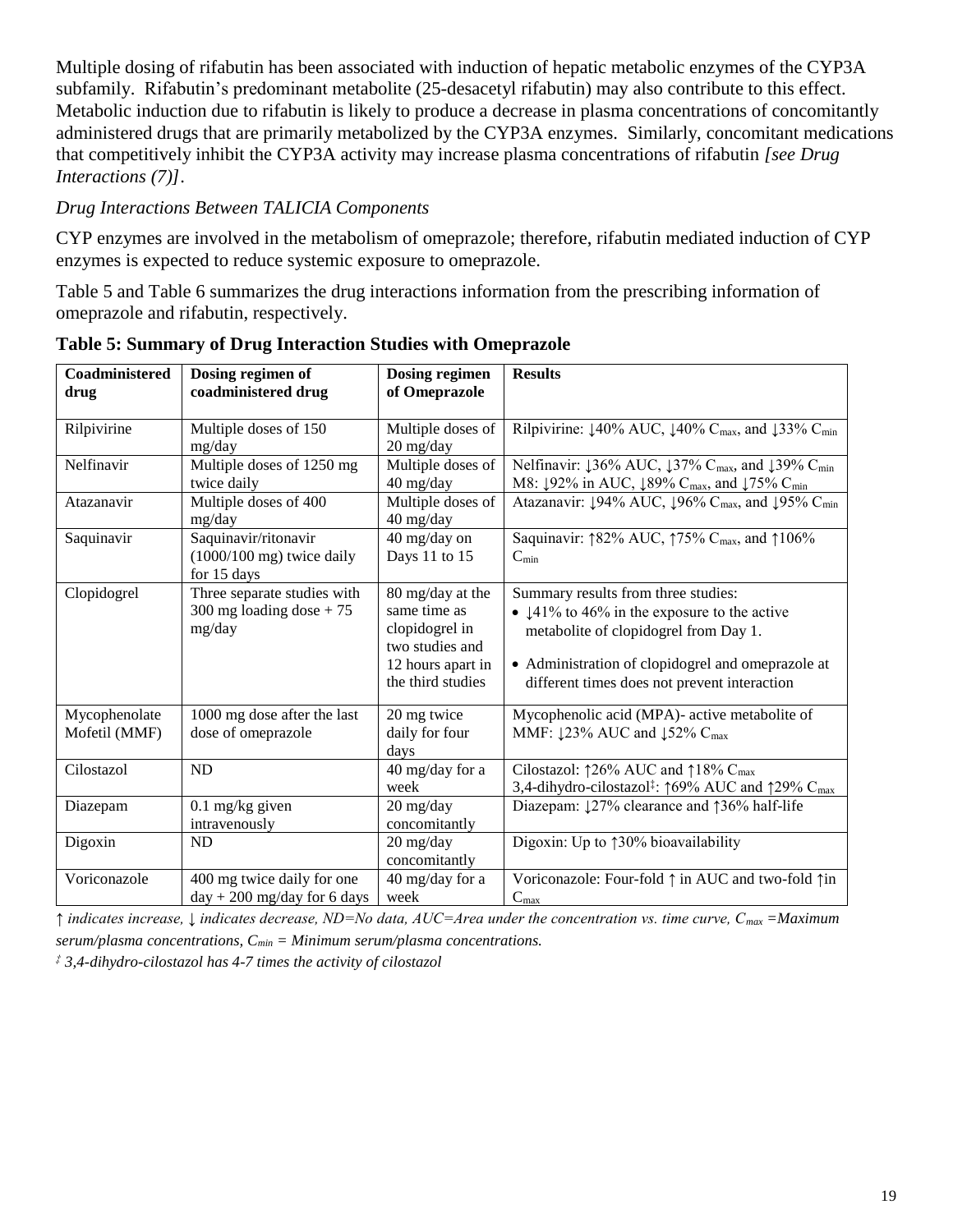Multiple dosing of rifabutin has been associated with induction of hepatic metabolic enzymes of the CYP3A subfamily. Rifabutin's predominant metabolite (25-desacetyl rifabutin) may also contribute to this effect. Metabolic induction due to rifabutin is likely to produce a decrease in plasma concentrations of concomitantly administered drugs that are primarily metabolized by the CYP3A enzymes. Similarly, concomitant medications that competitively inhibit the CYP3A activity may increase plasma concentrations of rifabutin *[see Drug Interactions (7)]*.

*Drug Interactions Between TALICIA Components*

CYP enzymes are involved in the metabolism of omeprazole; therefore, rifabutin mediated induction of CYP enzymes is expected to reduce systemic exposure to omeprazole.

Table 5 and Table 6 summarizes the drug interactions information from the prescribing information of omeprazole and rifabutin, respectively.

**Table 5: Summary of Drug Interaction Studies with Omeprazole**

| Coadministered drug | Dosing regimen of coadministered drug | Dosing regimen of Omeprazole | Results |
|---|---|---|---|
| Rilpivirine | Multiple doses of 150 mg/day | Multiple doses of 20 mg/day | Rilpivirine: ↓40% AUC, ↓40% $C_{max}$, and ↓33% $C_{min}$ |
| Nelfinavir | Multiple doses of 1250 mg twice daily | Multiple doses of 40 mg/day | Nelfinavir: ↓36% AUC, ↓37% $C_{max}$, and ↓39% $C_{min}$<br>M8: ↓92% in AUC, ↓89% $C_{max}$, and ↓75% $C_{min}$ |
| Atazanavir | Multiple doses of 400 mg/day | Multiple doses of 40 mg/day | Atazanavir: ↓94% AUC, ↓96% $C_{max}$, and ↓95% $C_{min}$ |
| Saquinavir | Saquinavir/ritonavir (1000/100 mg) twice daily for 15 days | 40 mg/day on Days 11 to 15 | Saquinavir: ↑82% AUC, ↑75% $C_{max}$, and ↑106% $C_{min}$ |
| Clopidogrel | Three separate studies with 300 mg loading dose + 75 mg/day | 80 mg/day at the same time as clopidogrel in two studies and 12 hours apart in the third studies | Summary results from three studies:<br>• ↓41% to 46% in the exposure to the active metabolite of clopidogrel from Day 1.<br>• Administration of clopidogrel and omeprazole at different times does not prevent interaction |
| Mycophenolate Mofetil (MMF) | 1000 mg dose after the last dose of omeprazole | 20 mg twice daily for four days | Mycophenolic acid (MPA)- active metabolite of MMF: ↓23% AUC and ↓52% $C_{max}$ |
| Cilostazol | ND | 40 mg/day for a week | Cilostazol: ↑26% AUC and ↑18% $C_{max}$<br>3,4-dihydro-cilostazol‡: ↑69% AUC and ↑29% $C_{max}$ |
| Diazepam | 0.1 mg/kg given intravenously | 20 mg/day concomitantly | Diazepam: ↓27% clearance and ↑36% half-life |
| Digoxin | ND | 20 mg/day concomitantly | Digoxin: Up to ↑30% bioavailability |
| Voriconazole | 400 mg twice daily for one day + 200 mg/day for 6 days | 40 mg/day for a week | Voriconazole: Four-fold ↑ in AUC and two-fold ↑in $C_{max}$ |

*↑ indicates increase, ↓ indicates decrease, ND=No data, AUC=Area under the concentration vs. time curve, $C_{max}$ =Maximum serum/plasma concentrations, $C_{min}$ = Minimum serum/plasma concentrations.*

*‡ 3,4-dihydro-cilostazol has 4-7 times the activity of cilostazol*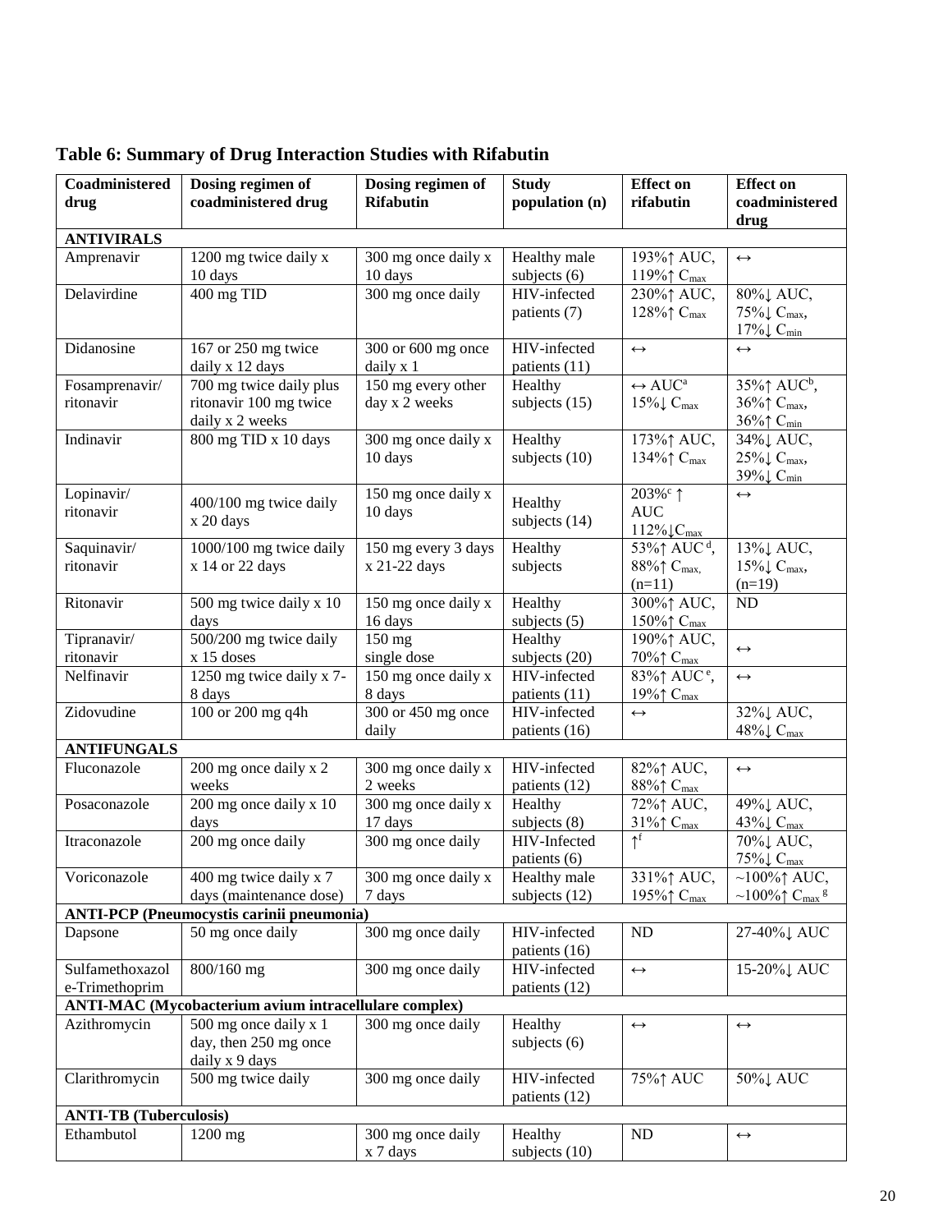**Table 6: Summary of Drug Interaction Studies with Rifabutin**

| Coadministered drug | Dosing regimen of coadministered drug | Dosing regimen of Rifabutin | Study population (n) | Effect on rifabutin | Effect on coadministered drug |
|---|---|---|---|---|---|
| **ANTIVIRALS** | | | | | |
| Amprenavir | 1200 mg twice daily x 10 days | 300 mg once daily x 10 days | Healthy male subjects (6) | 193%↑ AUC, 119%↑ $C_{max}$ | ↔ |
| Delavirdine | 400 mg TID | 300 mg once daily | HIV-infected patients (7) | 230%↑ AUC, 128%↑ $C_{max}$ | 80%↓ AUC, 75%↓ $C_{max}$, 17%↓ $C_{min}$ |
| Didanosine | 167 or 250 mg twice daily x 12 days | 300 or 600 mg once daily x 1 | HIV-infected patients (11) | ↔ | ↔ |
| Fosamprenavir/ ritonavir | 700 mg twice daily plus ritonavir 100 mg twice daily x 2 weeks | 150 mg every other day x 2 weeks | Healthy subjects (15) | ↔ AUC[a] 15%↓ $C_{max}$ | 35%↑ AUC[b], 36%↑ $C_{max}$, 36%↑ $C_{min}$ |
| Indinavir | 800 mg TID x 10 days | 300 mg once daily x 10 days | Healthy subjects (10) | 173%↑ AUC, 134%↑ $C_{max}$ | 34%↓ AUC, 25%↓ $C_{max}$, 39%↓ $C_{min}$ |
| Lopinavir/ ritonavir | 400/100 mg twice daily x 20 days | 150 mg once daily x 10 days | Healthy subjects (14) | 203%[c] ↑ AUC 112%↓$C_{max}$ | ↔ |
| Saquinavir/ ritonavir | 1000/100 mg twice daily x 14 or 22 days | 150 mg every 3 days x 21-22 days | Healthy subjects | 53%↑ AUC[d], 88%↑ $C_{max}$, (n=11) | 13%↓ AUC, 15%↓ $C_{max}$, (n=19) |
| Ritonavir | 500 mg twice daily x 10 days | 150 mg once daily x 16 days | Healthy subjects (5) | 300%↑ AUC, 150%↑ $C_{max}$ | ND |
| Tipranavir/ ritonavir | 500/200 mg twice daily x 15 doses | 150 mg single dose | Healthy subjects (20) | 190%↑ AUC, 70%↑ $C_{max}$ | ↔ |
| Nelfinavir | 1250 mg twice daily x 7-8 days | 150 mg once daily x 8 days | HIV-infected patients (11) | 83%↑ AUC[e], 19%↑ $C_{max}$ | ↔ |
| Zidovudine | 100 or 200 mg q4h | 300 or 450 mg once daily | HIV-infected patients (16) | ↔ | 32%↓ AUC, 48%↓ $C_{max}$ |
| **ANTIFUNGALS** | | | | | |
| Fluconazole | 200 mg once daily x 2 weeks | 300 mg once daily x 2 weeks | HIV-infected patients (12) | 82%↑ AUC, 88%↑ $C_{max}$ | ↔ |
| Posaconazole | 200 mg once daily x 10 days | 300 mg once daily x 17 days | Healthy subjects (8) | 72%↑ AUC, 31%↑ $C_{max}$ | 49%↓ AUC, 43%↓ $C_{max}$ |
| Itraconazole | 200 mg once daily | 300 mg once daily | HIV-Infected patients (6) | ↑[f] | 70%↓ AUC, 75%↓ $C_{max}$ |
| Voriconazole | 400 mg twice daily x 7 days (maintenance dose) | 300 mg once daily x 7 days | Healthy male subjects (12) | 331%↑ AUC, 195%↑ $C_{max}$ | ~100%↑ AUC, ~100%↑ $C_{max}$ [g] |
| **ANTI-PCP (Pneumocystis carinii pneumonia)** | | | | | |
| Dapsone | 50 mg once daily | 300 mg once daily | HIV-infected patients (16) | ND | 27-40%↓ AUC |
| Sulfamethoxazole-Trimethoprim | 800/160 mg | 300 mg once daily | HIV-infected patients (12) | ↔ | 15-20%↓ AUC |
| **ANTI-MAC (Mycobacterium avium intracellulare complex)** | | | | | |
| Azithromycin | 500 mg once daily x 1 day, then 250 mg once daily x 9 days | 300 mg once daily | Healthy subjects (6) | ↔ | ↔ |
| Clarithromycin | 500 mg twice daily | 300 mg once daily | HIV-infected patients (12) | 75%↑ AUC | 50%↓ AUC |
| **ANTI-TB (Tuberculosis)** | | | | | |
| Ethambutol | 1200 mg | 300 mg once daily x 7 days | Healthy subjects (10) | ND | ↔ |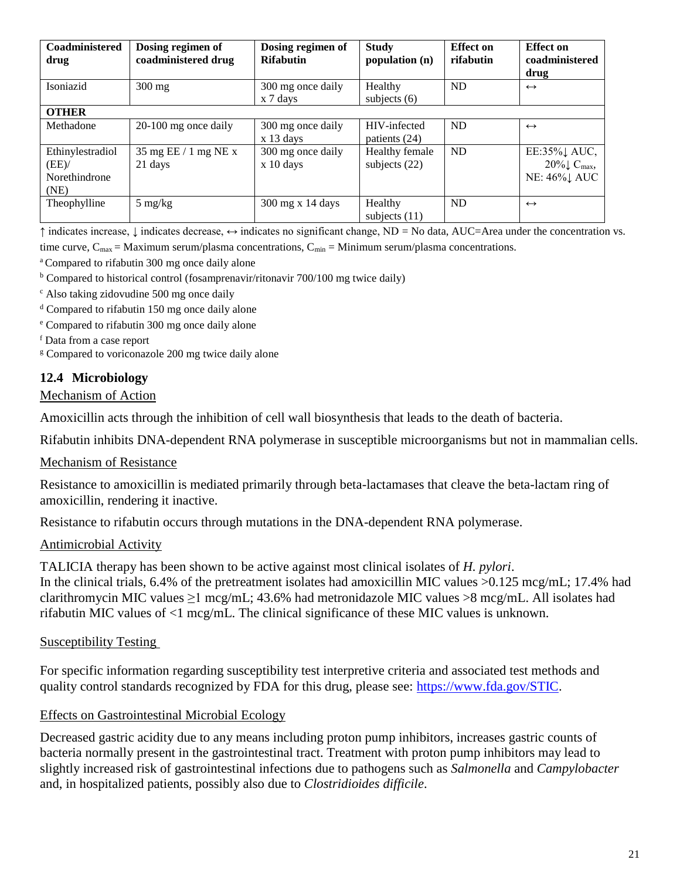| Coadministered drug | Dosing regimen of coadministered drug | Dosing regimen of Rifabutin | Study population (n) | Effect on rifabutin | Effect on coadministered drug |
|---|---|---|---|---|---|
| Isoniazid | 300 mg | 300 mg once daily x 7 days | Healthy subjects (6) | ND | ↔ |
| **OTHER** | | | | | |
| Methadone | 20-100 mg once daily | 300 mg once daily x 13 days | HIV-infected patients (24) | ND | ↔ |
| Ethinylestradiol (EE)/ Norethindrone (NE) | 35 mg EE / 1 mg NE x 21 days | 300 mg once daily x 10 days | Healthy female subjects (22) | ND | EE:35%↓ AUC, 20%↓ $C_{max}$, NE: 46%↓ AUC |
| Theophylline | 5 mg/kg | 300 mg x 14 days | Healthy subjects (11) | ND | ↔ |

↑ indicates increase, ↓ indicates decrease, ↔ indicates no significant change, ND = No data, AUC=Area under the concentration vs. time curve, $C_{max}$ = Maximum serum/plasma concentrations, $C_{min}$ = Minimum serum/plasma concentrations.

[a] Compared to rifabutin 300 mg once daily alone

[b] Compared to historical control (fosamprenavir/ritonavir 700/100 mg twice daily)

[c] Also taking zidovudine 500 mg once daily

[d] Compared to rifabutin 150 mg once daily alone

[e] Compared to rifabutin 300 mg once daily alone

[f] Data from a case report

[g] Compared to voriconazole 200 mg twice daily alone

### 12.4 Microbiology

Mechanism of Action

Amoxicillin acts through the inhibition of cell wall biosynthesis that leads to the death of bacteria.

Rifabutin inhibits DNA-dependent RNA polymerase in susceptible microorganisms but not in mammalian cells.

Mechanism of Resistance

Resistance to amoxicillin is mediated primarily through beta-lactamases that cleave the beta-lactam ring of amoxicillin, rendering it inactive.

Resistance to rifabutin occurs through mutations in the DNA-dependent RNA polymerase.

Antimicrobial Activity

TALICIA therapy has been shown to be active against most clinical isolates of *H. pylori*.
In the clinical trials, 6.4% of the pretreatment isolates had amoxicillin MIC values >0.125 mcg/mL; 17.4% had clarithromycin MIC values ≥1 mcg/mL; 43.6% had metronidazole MIC values >8 mcg/mL. All isolates had rifabutin MIC values of <1 mcg/mL. The clinical significance of these MIC values is unknown.

Susceptibility Testing

For specific information regarding susceptibility test interpretive criteria and associated test methods and quality control standards recognized by FDA for this drug, please see: https://www.fda.gov/STIC.

Effects on Gastrointestinal Microbial Ecology

Decreased gastric acidity due to any means including proton pump inhibitors, increases gastric counts of bacteria normally present in the gastrointestinal tract. Treatment with proton pump inhibitors may lead to slightly increased risk of gastrointestinal infections due to pathogens such as *Salmonella* and *Campylobacter* and, in hospitalized patients, possibly also due to *Clostridioides difficile*.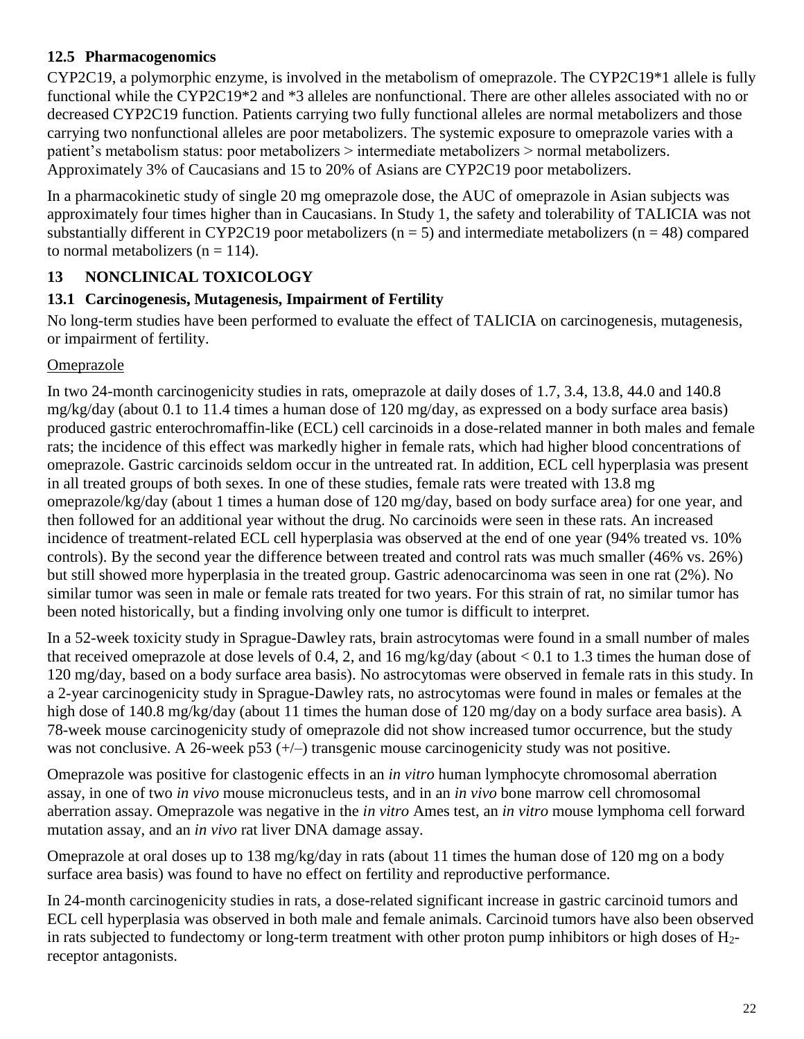### 12.5 Pharmacogenomics

CYP2C19, a polymorphic enzyme, is involved in the metabolism of omeprazole. The CYP2C19*1 allele is fully functional while the CYP2C19*2 and *3 alleles are nonfunctional. There are other alleles associated with no or decreased CYP2C19 function. Patients carrying two fully functional alleles are normal metabolizers and those carrying two nonfunctional alleles are poor metabolizers. The systemic exposure to omeprazole varies with a patient's metabolism status: poor metabolizers > intermediate metabolizers > normal metabolizers. Approximately 3% of Caucasians and 15 to 20% of Asians are CYP2C19 poor metabolizers.

In a pharmacokinetic study of single 20 mg omeprazole dose, the AUC of omeprazole in Asian subjects was approximately four times higher than in Caucasians. In Study 1, the safety and tolerability of TALICIA was not substantially different in CYP2C19 poor metabolizers (n = 5) and intermediate metabolizers (n = 48) compared to normal metabolizers (n = 114).

## 13 NONCLINICAL TOXICOLOGY

### 13.1 Carcinogenesis, Mutagenesis, Impairment of Fertility

No long-term studies have been performed to evaluate the effect of TALICIA on carcinogenesis, mutagenesis, or impairment of fertility.

Omeprazole

In two 24-month carcinogenicity studies in rats, omeprazole at daily doses of 1.7, 3.4, 13.8, 44.0 and 140.8 mg/kg/day (about 0.1 to 11.4 times a human dose of 120 mg/day, as expressed on a body surface area basis) produced gastric enterochromaffin-like (ECL) cell carcinoids in a dose-related manner in both males and female rats; the incidence of this effect was markedly higher in female rats, which had higher blood concentrations of omeprazole. Gastric carcinoids seldom occur in the untreated rat. In addition, ECL cell hyperplasia was present in all treated groups of both sexes. In one of these studies, female rats were treated with 13.8 mg omeprazole/kg/day (about 1 times a human dose of 120 mg/day, based on body surface area) for one year, and then followed for an additional year without the drug. No carcinoids were seen in these rats. An increased incidence of treatment-related ECL cell hyperplasia was observed at the end of one year (94% treated vs. 10% controls). By the second year the difference between treated and control rats was much smaller (46% vs. 26%) but still showed more hyperplasia in the treated group. Gastric adenocarcinoma was seen in one rat (2%). No similar tumor was seen in male or female rats treated for two years. For this strain of rat, no similar tumor has been noted historically, but a finding involving only one tumor is difficult to interpret.

In a 52-week toxicity study in Sprague-Dawley rats, brain astrocytomas were found in a small number of males that received omeprazole at dose levels of 0.4, 2, and 16 mg/kg/day (about < 0.1 to 1.3 times the human dose of 120 mg/day, based on a body surface area basis). No astrocytomas were observed in female rats in this study. In a 2-year carcinogenicity study in Sprague-Dawley rats, no astrocytomas were found in males or females at the high dose of 140.8 mg/kg/day (about 11 times the human dose of 120 mg/day on a body surface area basis). A 78-week mouse carcinogenicity study of omeprazole did not show increased tumor occurrence, but the study was not conclusive. A 26-week p53 (+/–) transgenic mouse carcinogenicity study was not positive.

Omeprazole was positive for clastogenic effects in an *in vitro* human lymphocyte chromosomal aberration assay, in one of two *in vivo* mouse micronucleus tests, and in an *in vivo* bone marrow cell chromosomal aberration assay. Omeprazole was negative in the *in vitro* Ames test, an *in vitro* mouse lymphoma cell forward mutation assay, and an *in vivo* rat liver DNA damage assay.

Omeprazole at oral doses up to 138 mg/kg/day in rats (about 11 times the human dose of 120 mg on a body surface area basis) was found to have no effect on fertility and reproductive performance.

In 24-month carcinogenicity studies in rats, a dose-related significant increase in gastric carcinoid tumors and ECL cell hyperplasia was observed in both male and female animals. Carcinoid tumors have also been observed in rats subjected to fundectomy or long-term treatment with other proton pump inhibitors or high doses of $H_2$-receptor antagonists.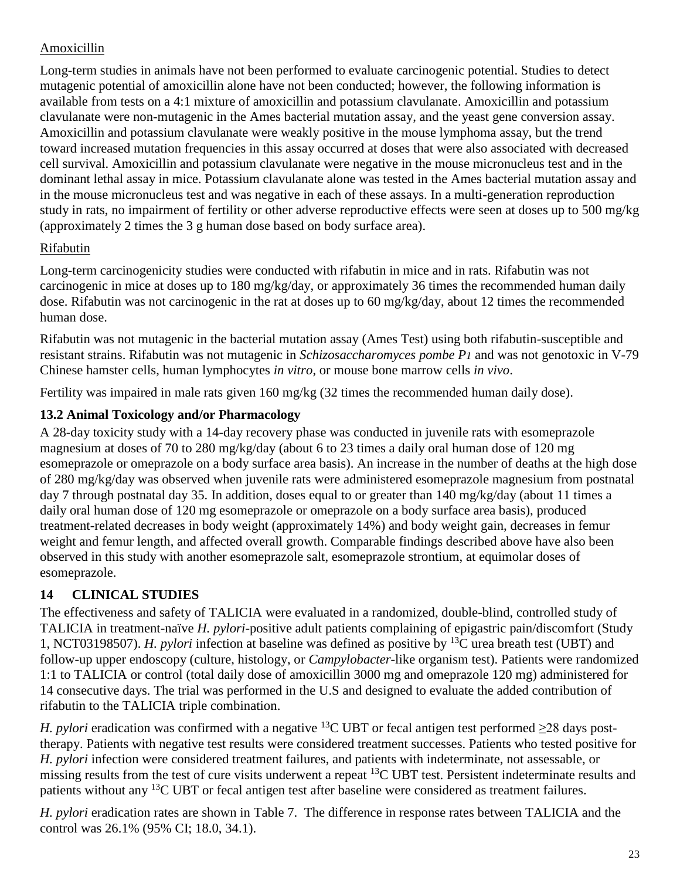Amoxicillin

Long-term studies in animals have not been performed to evaluate carcinogenic potential. Studies to detect mutagenic potential of amoxicillin alone have not been conducted; however, the following information is available from tests on a 4:1 mixture of amoxicillin and potassium clavulanate. Amoxicillin and potassium clavulanate were non-mutagenic in the Ames bacterial mutation assay, and the yeast gene conversion assay. Amoxicillin and potassium clavulanate were weakly positive in the mouse lymphoma assay, but the trend toward increased mutation frequencies in this assay occurred at doses that were also associated with decreased cell survival. Amoxicillin and potassium clavulanate were negative in the mouse micronucleus test and in the dominant lethal assay in mice. Potassium clavulanate alone was tested in the Ames bacterial mutation assay and in the mouse micronucleus test and was negative in each of these assays. In a multi-generation reproduction study in rats, no impairment of fertility or other adverse reproductive effects were seen at doses up to 500 mg/kg (approximately 2 times the 3 g human dose based on body surface area).

Rifabutin

Long-term carcinogenicity studies were conducted with rifabutin in mice and in rats. Rifabutin was not carcinogenic in mice at doses up to 180 mg/kg/day, or approximately 36 times the recommended human daily dose. Rifabutin was not carcinogenic in the rat at doses up to 60 mg/kg/day, about 12 times the recommended human dose.

Rifabutin was not mutagenic in the bacterial mutation assay (Ames Test) using both rifabutin-susceptible and resistant strains. Rifabutin was not mutagenic in *Schizosaccharomyces pombe P1* and was not genotoxic in V-79 Chinese hamster cells, human lymphocytes *in vitro*, or mouse bone marrow cells *in vivo*.

Fertility was impaired in male rats given 160 mg/kg (32 times the recommended human daily dose).

### 13.2 Animal Toxicology and/or Pharmacology

A 28-day toxicity study with a 14-day recovery phase was conducted in juvenile rats with esomeprazole magnesium at doses of 70 to 280 mg/kg/day (about 6 to 23 times a daily oral human dose of 120 mg esomeprazole or omeprazole on a body surface area basis). An increase in the number of deaths at the high dose of 280 mg/kg/day was observed when juvenile rats were administered esomeprazole magnesium from postnatal day 7 through postnatal day 35. In addition, doses equal to or greater than 140 mg/kg/day (about 11 times a daily oral human dose of 120 mg esomeprazole or omeprazole on a body surface area basis), produced treatment-related decreases in body weight (approximately 14%) and body weight gain, decreases in femur weight and femur length, and affected overall growth. Comparable findings described above have also been observed in this study with another esomeprazole salt, esomeprazole strontium, at equimolar doses of esomeprazole.

## 14 CLINICAL STUDIES

The effectiveness and safety of TALICIA were evaluated in a randomized, double-blind, controlled study of TALICIA in treatment-naïve *H. pylori*-positive adult patients complaining of epigastric pain/discomfort (Study 1, NCT03198507). *H. pylori* infection at baseline was defined as positive by $^{13}C$ urea breath test (UBT) and follow-up upper endoscopy (culture, histology, or *Campylobacter*-like organism test). Patients were randomized 1:1 to TALICIA or control (total daily dose of amoxicillin 3000 mg and omeprazole 120 mg) administered for 14 consecutive days. The trial was performed in the U.S and designed to evaluate the added contribution of rifabutin to the TALICIA triple combination.

*H. pylori* eradication was confirmed with a negative $^{13}C$ UBT or fecal antigen test performed ≥28 days post-therapy. Patients with negative test results were considered treatment successes. Patients who tested positive for *H. pylori* infection were considered treatment failures, and patients with indeterminate, not assessable, or missing results from the test of cure visits underwent a repeat $^{13}C$ UBT test. Persistent indeterminate results and patients without any $^{13}C$ UBT or fecal antigen test after baseline were considered as treatment failures.

*H. pylori* eradication rates are shown in Table 7. The difference in response rates between TALICIA and the control was 26.1% (95% CI; 18.0, 34.1).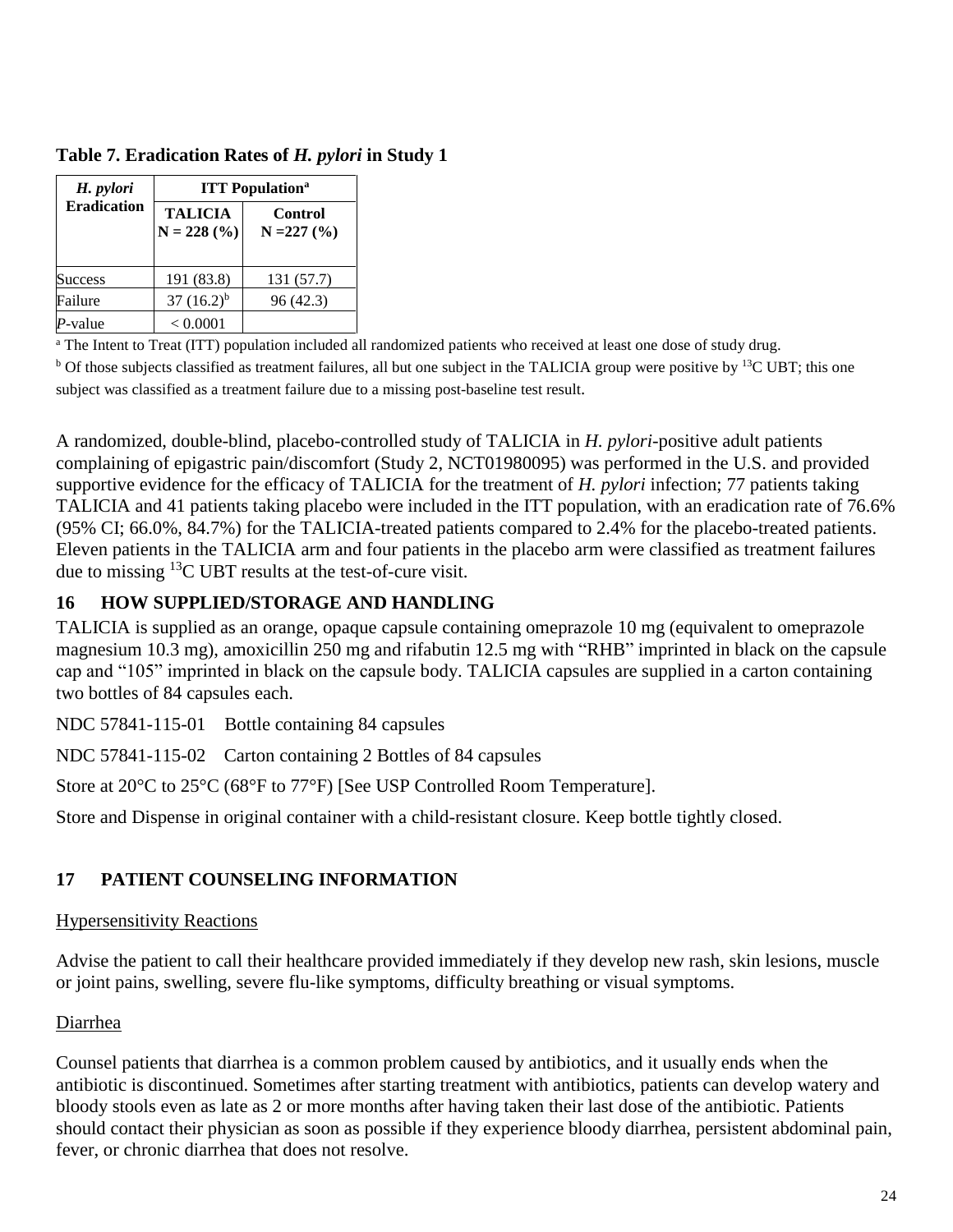**Table 7. Eradication Rates of *H. pylori* in Study 1**

| *H. pylori* Eradication | ITT Population[a] | |
|---|---|---|
| | TALICIA N = 228 (%) | Control N =227 (%) |
| Success | 191 (83.8) | 131 (57.7) |
| Failure | 37 (16.2)[b] | 96 (42.3) |
| *P*-value | < 0.0001 | |

[a] The Intent to Treat (ITT) population included all randomized patients who received at least one dose of study drug.

[b] Of those subjects classified as treatment failures, all but one subject in the TALICIA group were positive by $^{13}$C UBT; this one subject was classified as a treatment failure due to a missing post-baseline test result.

A randomized, double-blind, placebo-controlled study of TALICIA in *H. pylori*-positive adult patients complaining of epigastric pain/discomfort (Study 2, NCT01980095) was performed in the U.S. and provided supportive evidence for the efficacy of TALICIA for the treatment of *H. pylori* infection; 77 patients taking TALICIA and 41 patients taking placebo were included in the ITT population, with an eradication rate of 76.6% (95% CI; 66.0%, 84.7%) for the TALICIA-treated patients compared to 2.4% for the placebo-treated patients. Eleven patients in the TALICIA arm and four patients in the placebo arm were classified as treatment failures due to missing $^{13}$C UBT results at the test-of-cure visit.

## 16 HOW SUPPLIED/STORAGE AND HANDLING

TALICIA is supplied as an orange, opaque capsule containing omeprazole 10 mg (equivalent to omeprazole magnesium 10.3 mg), amoxicillin 250 mg and rifabutin 12.5 mg with "RHB" imprinted in black on the capsule cap and "105" imprinted in black on the capsule body. TALICIA capsules are supplied in a carton containing two bottles of 84 capsules each.

NDC 57841-115-01 Bottle containing 84 capsules

NDC 57841-115-02 Carton containing 2 Bottles of 84 capsules

Store at 20°C to 25°C (68°F to 77°F) [See USP Controlled Room Temperature].

Store and Dispense in original container with a child-resistant closure. Keep bottle tightly closed.

## 17 PATIENT COUNSELING INFORMATION

Hypersensitivity Reactions

Advise the patient to call their healthcare provided immediately if they develop new rash, skin lesions, muscle or joint pains, swelling, severe flu-like symptoms, difficulty breathing or visual symptoms.

Diarrhea

Counsel patients that diarrhea is a common problem caused by antibiotics, and it usually ends when the antibiotic is discontinued. Sometimes after starting treatment with antibiotics, patients can develop watery and bloody stools even as late as 2 or more months after having taken their last dose of the antibiotic. Patients should contact their physician as soon as possible if they experience bloody diarrhea, persistent abdominal pain, fever, or chronic diarrhea that does not resolve.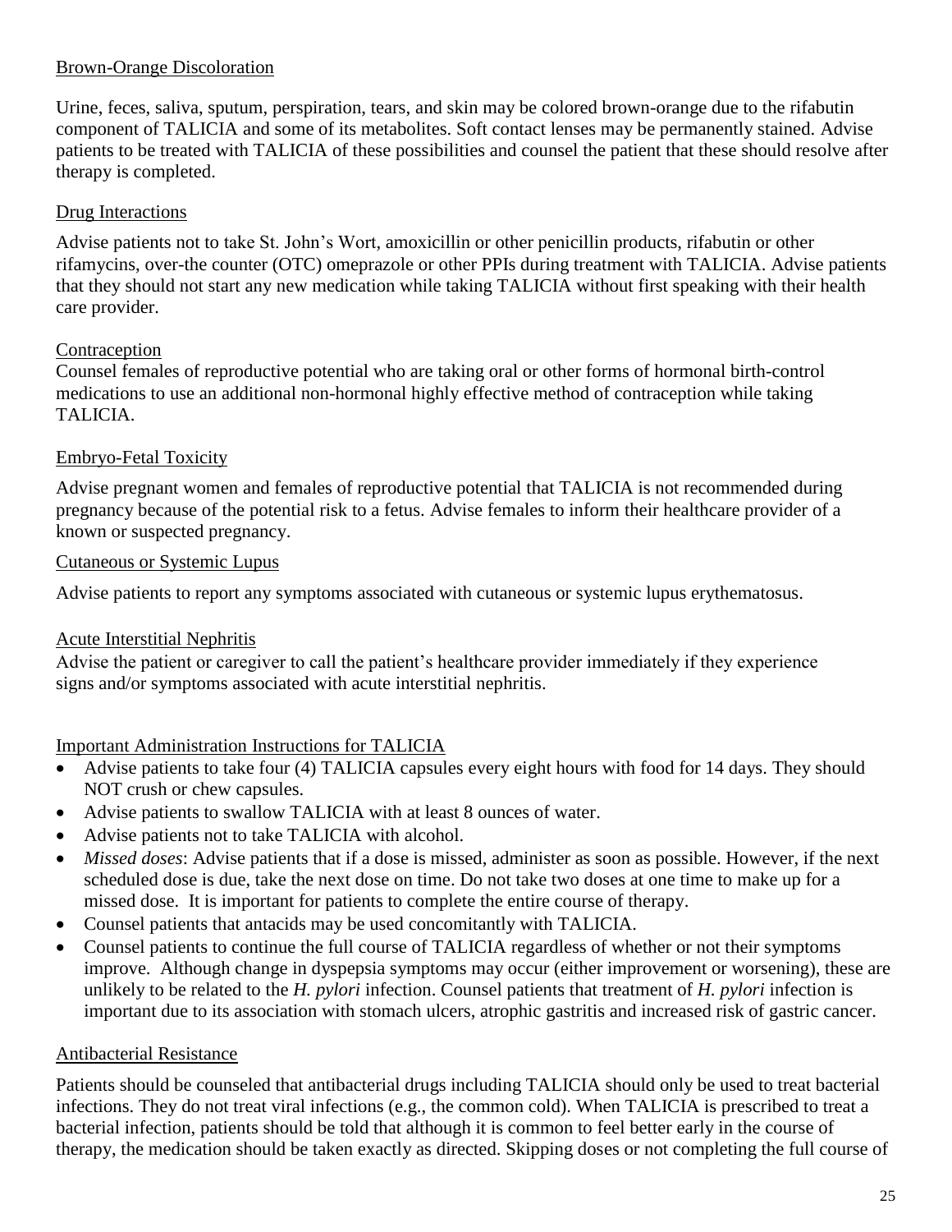Brown-Orange Discoloration

Urine, feces, saliva, sputum, perspiration, tears, and skin may be colored brown-orange due to the rifabutin component of TALICIA and some of its metabolites. Soft contact lenses may be permanently stained. Advise patients to be treated with TALICIA of these possibilities and counsel the patient that these should resolve after therapy is completed.

Drug Interactions

Advise patients not to take St. John's Wort, amoxicillin or other penicillin products, rifabutin or other rifamycins, over-the counter (OTC) omeprazole or other PPIs during treatment with TALICIA. Advise patients that they should not start any new medication while taking TALICIA without first speaking with their health care provider.

Contraception

Counsel females of reproductive potential who are taking oral or other forms of hormonal birth-control medications to use an additional non-hormonal highly effective method of contraception while taking TALICIA.

Embryo-Fetal Toxicity

Advise pregnant women and females of reproductive potential that TALICIA is not recommended during pregnancy because of the potential risk to a fetus. Advise females to inform their healthcare provider of a known or suspected pregnancy.

Cutaneous or Systemic Lupus

Advise patients to report any symptoms associated with cutaneous or systemic lupus erythematosus.

Acute Interstitial Nephritis

Advise the patient or caregiver to call the patient's healthcare provider immediately if they experience signs and/or symptoms associated with acute interstitial nephritis.

Important Administration Instructions for TALICIA

- Advise patients to take four (4) TALICIA capsules every eight hours with food for 14 days. They should NOT crush or chew capsules.
- Advise patients to swallow TALICIA with at least 8 ounces of water.
- Advise patients not to take TALICIA with alcohol.
- *Missed doses*: Advise patients that if a dose is missed, administer as soon as possible. However, if the next scheduled dose is due, take the next dose on time. Do not take two doses at one time to make up for a missed dose. It is important for patients to complete the entire course of therapy.
- Counsel patients that antacids may be used concomitantly with TALICIA.
- Counsel patients to continue the full course of TALICIA regardless of whether or not their symptoms improve. Although change in dyspepsia symptoms may occur (either improvement or worsening), these are unlikely to be related to the *H. pylori* infection. Counsel patients that treatment of *H. pylori* infection is important due to its association with stomach ulcers, atrophic gastritis and increased risk of gastric cancer.

Antibacterial Resistance

Patients should be counseled that antibacterial drugs including TALICIA should only be used to treat bacterial infections. They do not treat viral infections (e.g., the common cold). When TALICIA is prescribed to treat a bacterial infection, patients should be told that although it is common to feel better early in the course of therapy, the medication should be taken exactly as directed. Skipping doses or not completing the full course of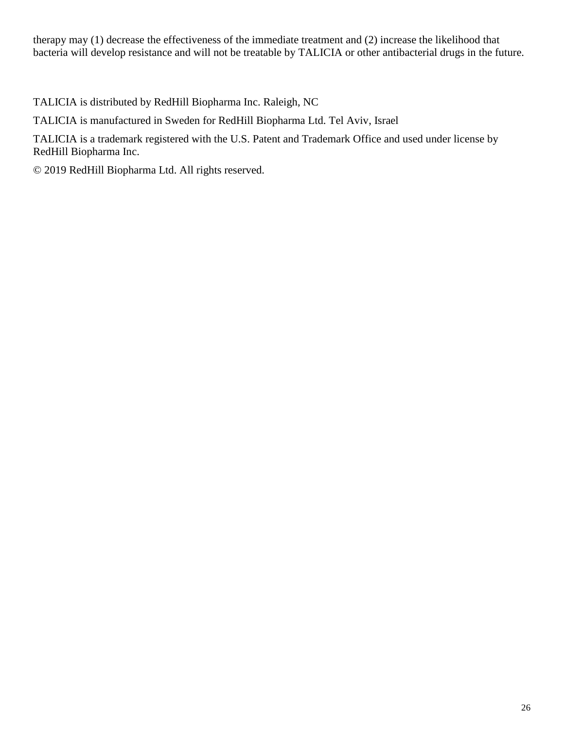therapy may (1) decrease the effectiveness of the immediate treatment and (2) increase the likelihood that bacteria will develop resistance and will not be treatable by TALICIA or other antibacterial drugs in the future.

TALICIA is distributed by RedHill Biopharma Inc. Raleigh, NC

TALICIA is manufactured in Sweden for RedHill Biopharma Ltd. Tel Aviv, Israel

TALICIA is a trademark registered with the U.S. Patent and Trademark Office and used under license by RedHill Biopharma Inc.

© 2019 RedHill Biopharma Ltd. All rights reserved.